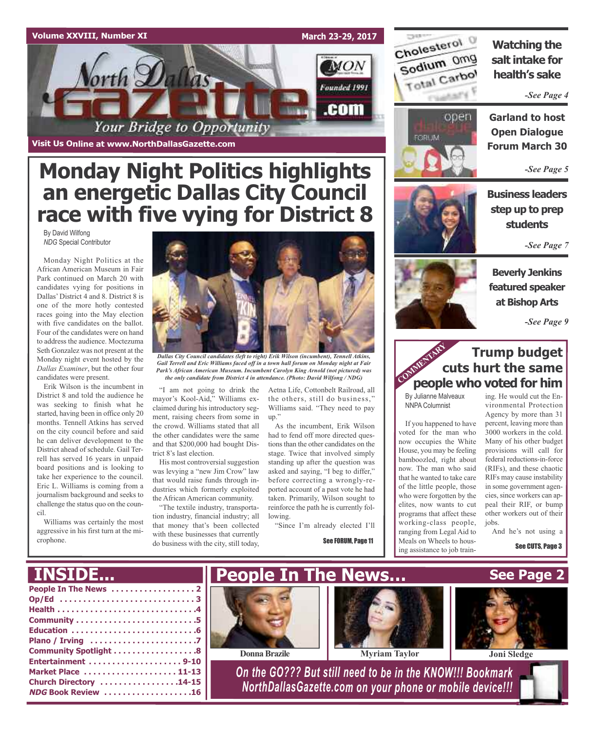Volume XXVIII, Number XI — March 23-29, 2017

# North Dallas Gazette

Your Bridge to Opportunity

Founded 1991

Visit Us Online at www.NorthDallasGazette.com

# Monday Night Politics highlights an energetic Dallas City Council race with five vying for District 8

By David Wilfong
*NDG* Special Contributor

Monday Night Politics at the African American Museum in Fair Park continued on March 20 with candidates vying for positions in Dallas' District 4 and 8. District 8 is one of the more hotly contested races going into the May election with five candidates on the ballot. Four of the candidates were on hand to address the audience. Moctezuma Seth Gonzalez was not present at the Monday night event hosted by the *Dallas Examiner*, but the other four candidates were present.

*Dallas City Council candidates (left to right) Erik Wilson (incumbent), Tennell Atkins, Gail Terrell and Eric Williams faced off in a town hall forum on Monday night at Fair Park's African American Museum. Incumbent Carolyn King Arnold (not pictured) was the only candidate from District 4 in attendance. (Photo: David Wilfong / NDG)*

Erik Wilson is the incumbent in District 8 and told the audience he was seeking to finish what he started, having been in office only 20 months. Tennell Atkins has served on the city council before and said he can deliver development to the District ahead of schedule. Gail Terrell has served 16 years in unpaid board positions and is looking to take her experience to the council. Eric L. Williams is coming from a journalism background and seeks to challenge the status quo on the council.

Williams was certainly the most aggressive in his first turn at the microphone.

"I am not going to drink the mayor's Kool-Aid," Williams exclaimed during his introductory segment, raising cheers from some in the crowd. Williams stated that all the other candidates were the same and that $200,000 had bought District 8's last election.

His most controversial suggestion was levying a "new Jim Crow" law that would raise funds through industries which formerly exploited the African American community.

"The textile industry, transportation industry, financial industry; all that money that's been collected with these businesses that currently do business with the city, still today, Aetna Life, Cottonbelt Railroad, all the others, still do business," Williams said. "They need to pay up."

As the incumbent, Erik Wilson had to fend off more directed questions than the other candidates on the stage. Twice that involved simply standing up after the question was asked and saying, "I beg to differ," before correcting a wrongly-reported account of a past vote he had taken. Primarily, Wilson sought to reinforce the path he is currently following.

"Since I'm already elected I'll

See FORUM, Page 11

## Watching the salt intake for health's sake

-See Page 4

## Garland to host Open Dialogue Forum March 30

-See Page 5

## Business leaders step up to prep students

-See Page 7

## Beverly Jenkins featured speaker at Bishop Arts

-See Page 9

COMMENTARY

## Trump budget cuts hurt the same people who voted for him

By Julianne Malveaux
NNPA Columnist

If you happened to have voted for the man who now occupies the White House, you may be feeling bamboozled, right about now. The man who said that he wanted to take care of the little people, those who were forgotten by the elites, now wants to cut programs that affect these working-class people, ranging from Legal Aid to Meals on Wheels to housing assistance to job training. He would cut the Environmental Protection Agency by more than 31 percent, leaving more than 3000 workers in the cold. Many of his other budget provisions will call for federal reductions-in-force (RIFs), and these chaotic RIFs may cause instability in some government agencies, since workers can appeal their RIF, or bump other workers out of their jobs.

And he's not using a

See CUTS, Page 3

## INSIDE...

- People In The News ..................2
- Op/Ed ..................3
- Health ..................4
- Community ..................5
- Education ..................6
- Plano / Irving ..................7
- Community Spotlight ..................8
- Entertainment ..................9-10
- Market Place ..................11-13
- Church Directory ..................14-15
- *NDG* Book Review ..................16

## People In The News... See Page 2

Donna Brazile — Myriam Taylor — Joni Sledge

*On the GO??? But still need to be in the KNOW!!! Bookmark NorthDallasGazette.com on your phone or mobile device!!!*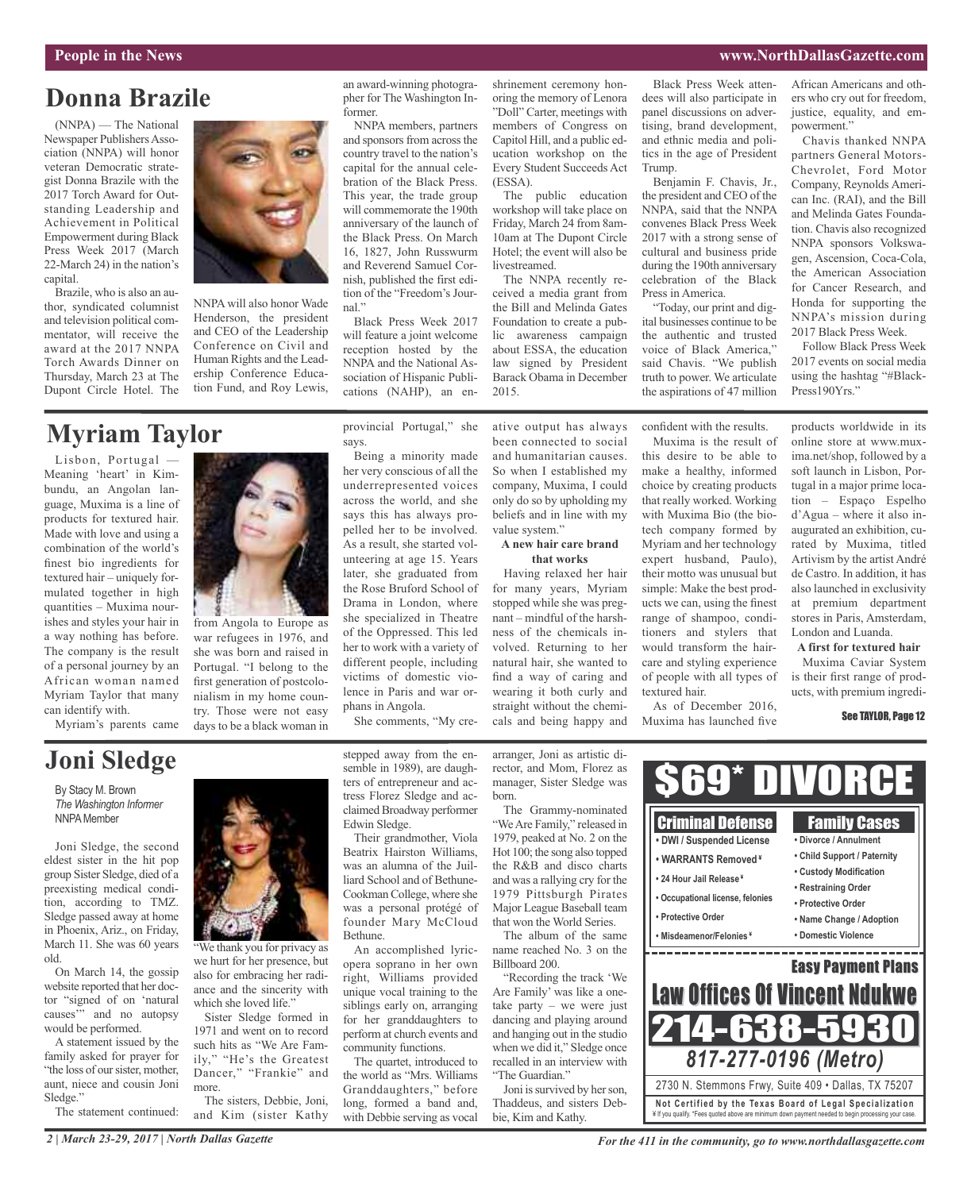## Donna Brazile

(NNPA) — The National Newspaper Publishers Association (NNPA) will honor veteran Democratic strategist Donna Brazile with the 2017 Torch Award for Outstanding Leadership and Achievement in Political Empowerment during Black Press Week 2017 (March 22-March 24) in the nation's capital.

Brazile, who is also an author, syndicated columnist and television political commentator, will receive the award at the 2017 NNPA Torch Awards Dinner on Thursday, March 23 at The Dupont Circle Hotel. The NNPA will also honor Wade Henderson, the president and CEO of the Leadership Conference on Civil and Human Rights and the Leadership Conference Education Fund, and Roy Lewis, an award-winning photographer for The Washington Informer.

NNPA members, partners and sponsors from across the country travel to the nation's capital for the annual celebration of the Black Press. This year, the trade group will commemorate the 190th anniversary of the launch of the Black Press. On March 16, 1827, John Russwurm and Reverend Samuel Cornish, published the first edition of the "Freedom's Journal."

Black Press Week 2017 will feature a joint welcome reception hosted by the NNPA and the National Association of Hispanic Publications (NAHP), an enshrinement ceremony honoring the memory of Lenora "Doll" Carter, meetings with members of Congress on Capitol Hill, and a public education workshop on the Every Student Succeeds Act (ESSA).

The public education workshop will take place on Friday, March 24 from 8am-10am at The Dupont Circle Hotel; the event will also be livestreamed.

The NNPA recently received a media grant from the Bill and Melinda Gates Foundation to create a public awareness campaign about ESSA, the education law signed by President Barack Obama in December 2015.

Black Press Week attendees will also participate in panel discussions on advertising, brand development, and ethnic media and politics in the age of President Trump.

Benjamin F. Chavis, Jr., the president and CEO of the NNPA, said that the NNPA convenes Black Press Week 2017 with a strong sense of cultural and business pride during the 190th anniversary celebration of the Black Press in America.

"Today, our print and digital businesses continue to be the authentic and trusted voice of Black America," said Chavis. "We publish truth to power. We articulate the aspirations of 47 million African Americans and others who cry out for freedom, justice, equality, and empowerment."

Chavis thanked NNPA partners General Motors-Chevrolet, Ford Motor Company, Reynolds American Inc. (RAI), and the Bill and Melinda Gates Foundation. Chavis also recognized NNPA sponsors Volkswagen, Ascension, Coca-Cola, the American Association for Cancer Research, and Honda for supporting the NNPA's mission during 2017 Black Press Week.

Follow Black Press Week 2017 events on social media using the hashtag "#BlackPress190Yrs."

## Myriam Taylor

Lisbon, Portugal — Meaning 'heart' in Kimbundu, an Angolan language, Muxima is a line of products for textured hair. Made with love and using a combination of the world's finest bio ingredients for textured hair – uniquely formulated together in high quantities – Muxima nourishes and styles your hair in a way nothing has before. The company is the result of a personal journey by an African woman named Myriam Taylor that many can identify with.

Myriam's parents came from Angola to Europe as war refugees in 1976, and she was born and raised in Portugal. "I belong to the first generation of postcolonialism in my home country. Those were not easy days to be a black woman in provincial Portugal," she says.

Being a minority made her very conscious of all the underrepresented voices across the world, and she says this has always propelled her to be involved. As a result, she started volunteering at age 15. Years later, she graduated from the Rose Bruford School of Drama in London, where she specialized in Theatre of the Oppressed. This led her to work with a variety of different people, including victims of domestic violence in Paris and war orphans in Angola.

She comments, "My creative output has always been connected to social and humanitarian causes. So when I established my company, Muxima, I could only do so by upholding my beliefs and in line with my value system."

**A new hair care brand that works**

Having relaxed her hair for many years, Myriam stopped while she was pregnant – mindful of the harshness of the chemicals involved. Returning to her natural hair, she wanted to find a way of caring and wearing it both curly and straight without the chemicals and being happy and confident with the results.

Muxima is the result of this desire to be able to make a healthy, informed choice by creating products that really worked. Working with Muxima Bio (the biotech company formed by Myriam and her technology expert husband, Paulo), their motto was unusual but simple: Make the best products we can, using the finest range of shampoo, conditioners and stylers that would transform the haircare and styling experience of people with all types of textured hair.

As of December 2016, Muxima has launched five products worldwide in its online store at www.muxima.net/shop, followed by a soft launch in Lisbon, Portugal in a major prime location – Espaço Espelho d'Agua – where it also inaugurated an exhibition, curated by Muxima, titled Artivism by the artist André de Castro. In addition, it has also launched in exclusivity at premium department stores in Paris, Amsterdam, London and Luanda.

**A first for textured hair**

Muxima Caviar System is their first range of products, with premium ingredi-

See TAYLOR, Page 12

## Joni Sledge

By Stacy M. Brown
*The Washington Informer*
NNPA Member

Joni Sledge, the second eldest sister in the hit pop group Sister Sledge, died of a preexisting medical condition, according to TMZ. Sledge passed away at home in Phoenix, Ariz., on Friday, March 11. She was 60 years old.

On March 14, the gossip website reported that her doctor "signed of on 'natural causes'" and no autopsy would be performed.

A statement issued by the family asked for prayer for "the loss of our sister, mother, aunt, niece and cousin Joni Sledge."

The statement continued: "We thank you for privacy as we hurt for her presence, but also for embracing her radiance and the sincerity with which she loved life."

Sister Sledge formed in 1971 and went on to record such hits as "We Are Family," "He's the Greatest Dancer," "Frankie" and more.

The sisters, Debbie, Joni, and Kim (sister Kathy stepped away from the ensemble in 1989), are daughters of entrepreneur and actress Florez Sledge and acclaimed Broadway performer Edwin Sledge.

Their grandmother, Viola Beatrix Hairston Williams, was an alumna of the Juilliard School and of Bethune-Cookman College, where she was a personal protégé of founder Mary McCloud Bethune.

An accomplished lyric-opera soprano in her own right, Williams provided unique vocal training to the siblings early on, arranging for her granddaughters to perform at church events and community functions.

The quartet, introduced to the world as "Mrs. Williams Granddaughters," before long, formed a band and, with Debbie serving as vocal arranger, Joni as artistic director, and Mom, Florez as manager, Sister Sledge was born.

The Grammy-nominated "We Are Family," released in 1979, peaked at No. 2 on the Hot 100; the song also topped the R&B and disco charts and was a rallying cry for the 1979 Pittsburgh Pirates Major League Baseball team that won the World Series.

The album of the same name reached No. 3 on the Billboard 200.

"Recording the track 'We Are Family' was like a one-take party – we were just dancing and playing around and hanging out in the studio when we did it," Sledge once recalled in an interview with "The Guardian."

Joni is survived by her son, Thaddeus, and sisters Debbie, Kim and Kathy.

---

**$69\* DIVORCE**

| Criminal Defense | Family Cases |
|---|---|
| • DWI / Suspended License | • Divorce / Annulment |
| • WARRANTS Removed ¥ | • Child Support / Paternity |
| • 24 Hour Jail Release ¥ | • Custody Modification |
| • Occupational license, felonies | • Restraining Order |
| • Protective Order | • Protective Order |
| • Misdeamenor/Felonies ¥ | • Name Change / Adoption |
| | • Domestic Violence |

**Easy Payment Plans**

**Law Offices Of Vincent Ndukwe**

**214-638-5930**

*817-277-0196 (Metro)*

2730 N. Stemmons Frwy, Suite 409 • Dallas, TX 75207

**Not Certified by the Texas Board of Legal Specialization**

¥ If you qualify. \*Fees quoted above are minimum down payment needed to begin processing your case.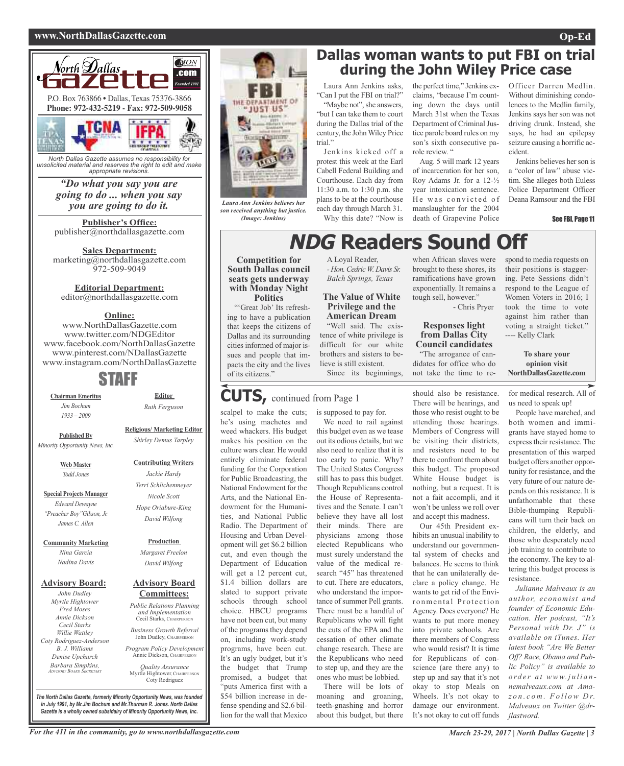North Dallas Gazette

P.O. Box 763866 • Dallas, Texas 75376-3866
**Phone: 972-432-5219 - Fax: 972-509-9058**

*North Dallas Gazette assumes no responsibility for unsolicited material and reserves the right to edit and make appropriate revisions.*

***"Do what you say you are going to do ... when you say you are going to do it.***

**Publisher's Office:**
publisher@northdallasgazette.com

**Sales Department:**
marketing@northdallasgazette.com
972-509-9049

**Editorial Department:**
editor@northdallasgazette.com

**Online:**
www.NorthDallasGazette.com
www.twitter.com/NDGEditor
www.facebook.com/NorthDallasGazette
www.pinterest.com/NDallasGazette
www.instagram.com/NorthDallasGazette

## STAFF

**Chairman Emeritus**
*Jim Bochum*
*1933 – 2009*

**Published By**
*Minority Opportunity News, Inc.*

**Web Master**
*Todd Jones*

**Special Projects Manager**
*Edward Dewayne "Preacher Boy" Gibson, Jr.*
*James C. Allen*

**Community Marketing**
*Nina Garcia*
*Nadina Davis*

**Editor**
*Ruth Ferguson*

**Religious/ Marketing Editor**
*Shirley Demus Tarpley*

**Contributing Writers**
*Jackie Hardy*
*Terri Schlichenmeyer*
*Nicole Scott*
*Hope Oriabure-King*
*David Wilfong*

**Production**
*Margaret Freelon*
*David Wilfong*

**Advisory Board:**
*John Dudley*
*Myrtle Hightower*
*Fred Moses*
*Annie Dickson*
*Cecil Starks*
*Willie Wattley*
*Coty Rodriguez-Anderson*
*B. J. Williams*
*Denise Upchurch*
*Barbara Simpkins, Advisory Board Secretary*

**Advisory Board Committees:**
*Public Relations Planning and Implementation*
Cecil Starks, Chairperson

*Business Growth Referral*
John Dudley, Chairperson

*Program Policy Development*
Annie Dickson, Chairperson

*Quality Assurance*
Myrtle Hightower, Chairperson
Coty Rodriguez

***The North Dallas Gazette, formerly Minority Opportunity News, was founded in July 1991, by Mr.Jim Bochum and Mr.Thurman R. Jones. North Dallas Gazette is a wholly owned subsidairy of Minority Opportunity News, Inc.***

# Dallas woman wants to put FBI on trial during the John Wiley Price case

*Laura Ann Jenkins believes her son received anything but justice. (Image: Jenkins)*

Laura Ann Jenkins asks, "Can I put the FBI on trial?"

"Maybe not", she answers, "but I can take them to court during the Dallas trial of the century, the John Wiley Price trial."

Jenkins kicked off a protest this week at the Earl Cabell Federal Building and Courthouse. Each day from 11:30 a.m. to 1:30 p.m. she plans to be at the courthouse each day through March 31.

Why this date? "Now is the perfect time," Jenkins exclaims, "because I'm counting down the days until March 31st when the Texas Department of Criminal Justice parole board rules on my son's sixth consecutive parole review. "

Aug. 5 will mark 12 years of incarceration for her son, Roy Adams Jr. for a 12-½ year intoxication sentence. He was convicted of manslaughter for the 2004 death of Grapevine Police Officer Darren Medlin. Without diminishing condolences to the Medlin family, Jenkins says her son was not driving drunk. Instead, she says, he had an epilepsy seizure causing a horrific accident.

Jenkins believes her son is a "color of law" abuse victim. She alleges both Euless Police Department Officer Deana Ramsour and the FBI

See FBI, Page 11

# *NDG* Readers Sound Off

**Competition for South Dallas council seats gets underway with Monday Night Politics**

"'Great Job' Its refreshing to have a publication that keeps the citizens of Dallas and its surrounding cities informed of major issues and people that impacts the city and the lives of its citizens."

A Loyal Reader,
*- Hon. Cedric W. Davis Sr. Balch Springs, Texas*

**The Value of White Privilege and the American Dream**

"Well said. The existence of white privilege is difficult for our white brothers and sisters to believe is still existent.

Since its beginnings, when African slaves were brought to these shores, its ramifications have grown exponentially. It remains a tough sell, however."

- Chris Pryer

**Responses light from Dallas City Council candidates**

"The arrogance of candidates for office who do not take the time to respond to media requests on their positions is staggering. Pete Sessions didn't respond to the League of Women Voters in 2016; I took the time to vote against him rather than voting a straight ticket."
---- Kelly Clark

**To share your opinion visit NorthDallasGazette.com**

# CUTS, continued from Page 1

scalpel to make the cuts; he's using machetes and weed whackers. His budget makes his position on the culture wars clear. He would entirely eliminate federal funding for the Corporation for Public Broadcasting, the National Endowment for the Arts, and the National Endowment for the Humanities, and National Public Radio. The Department of Housing and Urban Development will get $6.2 billion cut, and even though the Department of Education will get a 12 percent cut, $1.4 billion dollars are slated to support private schools through school choice. HBCU programs have not been cut, but many of the programs they depend on, including work-study programs, have been cut. It's an ugly budget, but it's the budget that Trump promised, a budget that "puts America first with a $54 billion increase in defense spending and $2.6 billion for the wall that Mexico is supposed to pay for.

We need to rail against this budget even as we tease out its odious details, but we also need to realize that it is too early to panic. Why? The United States Congress still has to pass this budget. Though Republicans control the House of Representatives and the Senate. I can't believe they have all lost their minds. There are physicians among those elected Republicans who must surely understand the value of the medical research "45" has threatened to cut. There are educators, who understand the importance of summer Pell grants. There must be a handful of Republicans who will fight the cuts of the EPA and the cessation of other climate change research. These are the Republicans who need to step up, and they are the ones who must be lobbied.

There will be lots of moaning and groaning, teeth-gnashing and horror about this budget, but there should also be resistance. There will be hearings, and those who resist ought to be attending those hearings. Members of Congress will be visiting their districts, and resisters need to be there to confront them about this budget. The proposed White House budget is nothing, but a request. It is not a fait accompli, and it won't be unless we roll over and accept this madness.

Our 45th President exhibits an unusual inability to understand our governmental system of checks and balances. He seems to think that he can unilaterally declare a policy change. He wants to get rid of the Environmental Protection Agency. Does everyone? He wants to put more money into private schools. Are there members of Congress who would resist? It is time for Republicans of conscience (are there any) to step up and say that it's not okay to stop Meals on Wheels. It's not okay to damage our environment. It's not okay to cut off funds for medical research. All of us need to speak up!

People have marched, and both women and immigrants have stayed home to express their resistance. The presentation of this warped budget offers another opportunity for resistance, and the very future of our nature depends on this resistance. It is unfathomable that these Bible-thumping Republicans will turn their back on children, the elderly, and those who desperately need job training to contribute to the economy. The key to altering this budget process is resistance.

*Julianne Malveaux is an author, economist and founder of Economic Education. Her podcast, "It's Personal with Dr. J" is available on iTunes. Her latest book "Are We Better Off? Race, Obama and Public Policy" is available to order at www.juliannemalveaux.com at Amazon.com. Follow Dr. Malveaux on Twitter @drjlastword.*

For the 411 in the community, go to www.northdallasgazette.com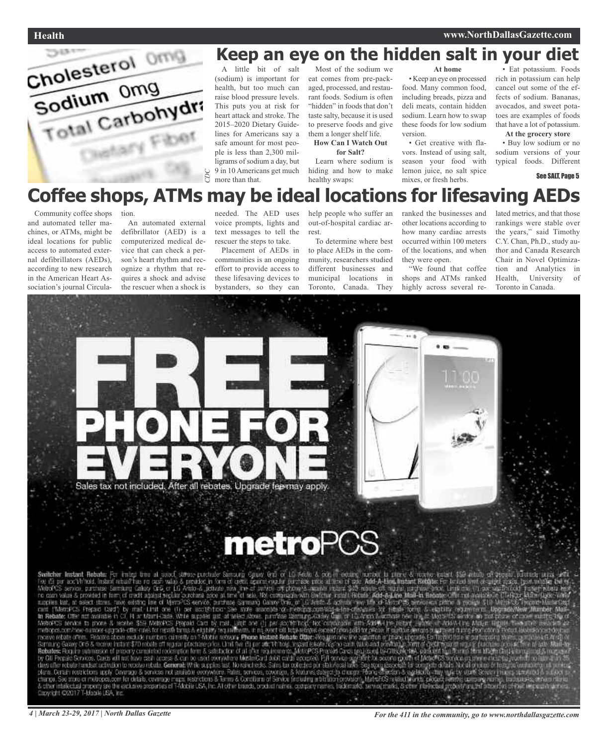# Keep an eye on the hidden salt in your diet

*CDC*

A little bit of salt (sodium) is important for health, but too much can raise blood pressure levels. This puts you at risk for heart attack and stroke. The 2015–2020 Dietary Guidelines for Americans say a safe amount for most people is less than 2,300 milligrams of sodium a day, but 9 in 10 Americans get much more than that.

Most of the sodium we eat comes from pre-packaged, processed, and restaurant foods. Sodium is often "hidden" in foods that don't taste salty, because it is used to preserve foods and give them a longer shelf life.

### How Can I Watch Out for Salt?

Learn where sodium is hiding and how to make healthy swaps:

**At home**

- Keep an eye on processed food. Many common food, including breads, pizza and deli meats, contain hidden sodium. Learn how to swap these foods for low sodium version.
- Get creative with flavors. Instead of using salt, season your food with lemon juice, no salt spice mixes, or fresh herbs.
- Eat potassium. Foods rich in potassium can help cancel out some of the effects of sodium. Bananas, avocados, and sweet potatoes are examples of foods that have a lot of potassium.

**At the grocery store**

- Buy low sodium or no sodium versions of your typical foods. Different

See SALT, Page 5

# Coffee shops, ATMs may be ideal locations for lifesaving AEDs

Community coffee shops and automated teller machines, or ATMs, might be ideal locations for public access to automated external defibrillators (AEDs), according to new research in the American Heart Association's journal Circulation.

An automated external defibrillator (AED) is a computerized medical device that can check a person's heart rhythm and recognize a rhythm that requires a shock and advise the rescuer when a shock is needed. The AED uses voice prompts, lights and text messages to tell the rescuer the steps to take.

Placement of AEDs in communities is an ongoing effort to provide access to these lifesaving devices to bystanders, so they can help people who suffer an out-of-hospital cardiac arrest.

To determine where best to place AEDs in the community, researchers studied different businesses and municipal locations in Toronto, Canada. They ranked the businesses and other locations according to how many cardiac arrests occurred within 100 meters of the locations, and when they were open.

"We found that coffee shops and ATMs ranked highly across several related metrics, and that those rankings were stable over the years," said Timothy C.Y. Chan, Ph.D., study author and Canada Research Chair in Novel Optimization and Analytics in Health, University of Toronto in Canada.

FREE PHONE FOR EVERYONE

Sales tax not included. After all rebates. Upgrade fee may apply.

metroPCS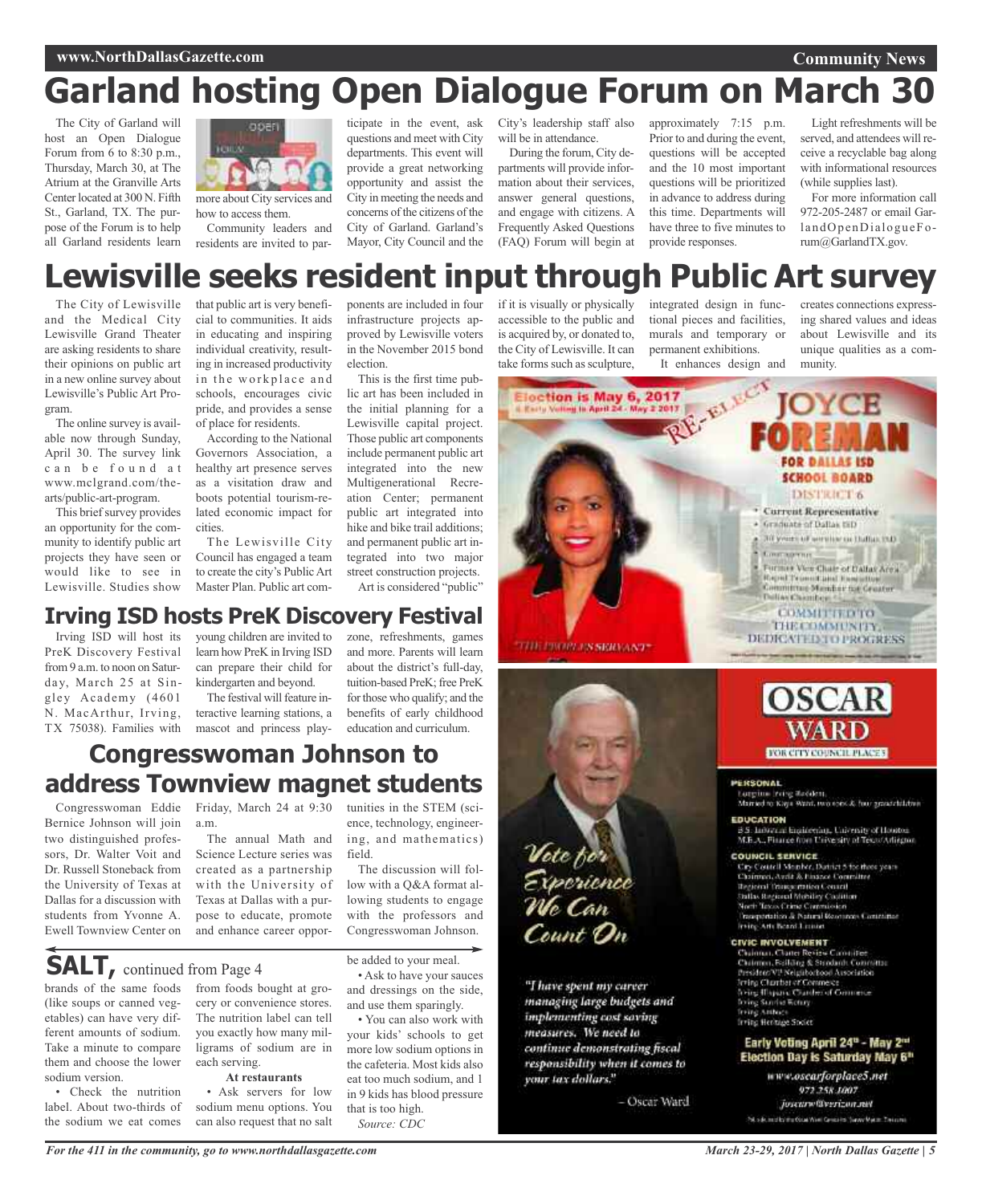# Garland hosting Open Dialogue Forum on March 30

The City of Garland will host an Open Dialogue Forum from 6 to 8:30 p.m., Thursday, March 30, at The Atrium at the Granville Arts Center located at 300 N. Fifth St., Garland, TX. The purpose of the Forum is to help all Garland residents learn more about City services and how to access them.

Community leaders and residents are invited to participate in the event, ask questions and meet with City departments. This event will provide a great networking opportunity and assist the City in meeting the needs and concerns of the citizens of the City of Garland. Garland's Mayor, City Council and the City's leadership staff also will be in attendance.

During the forum, City departments will provide information about their services, answer general questions, and engage with citizens. A Frequently Asked Questions (FAQ) Forum will begin at approximately 7:15 p.m. Prior to and during the event, questions will be accepted and the 10 most important questions will be prioritized in advance to address during this time. Departments will have three to five minutes to provide responses.

Light refreshments will be served, and attendees will receive a recyclable bag along with informational resources (while supplies last).

For more information call 972-205-2487 or email GarlandOpenDialogueForum@GarlandTX.gov.

# Lewisville seeks resident input through Public Art survey

The City of Lewisville and the Medical City Lewisville Grand Theater are asking residents to share their opinions on public art in a new online survey about Lewisville's Public Art Program.

The online survey is available now through Sunday, April 30. The survey link can be found at www.mclgrand.com/the-arts/public-art-program.

This brief survey provides an opportunity for the community to identify public art projects they have seen or would like to see in Lewisville. Studies show that public art is very beneficial to communities. It aids in educating and inspiring individual creativity, resulting in increased productivity in the workplace and schools, encourages civic pride, and provides a sense of place for residents.

According to the National Governors Association, a healthy art presence serves as a visitation draw and boots potential tourism-related economic impact for cities.

The Lewisville City Council has engaged a team to create the city's Public Art Master Plan. Public art components are included in four infrastructure projects approved by Lewisville voters in the November 2015 bond election.

This is the first time public art has been included in the initial planning for a Lewisville capital project. Those public art components include permanent public art integrated into the new Multigenerational Recreation Center; permanent public art integrated into hike and bike trail additions; and permanent public art integrated into two major street construction projects.

Art is considered "public" if it is visually or physically accessible to the public and is acquired by, or donated to, the City of Lewisville. It can take forms such as sculpture, integrated design in functional pieces and facilities, murals and temporary or permanent exhibitions.

It enhances design and creates connections expressing shared values and ideas about Lewisville and its unique qualities as a community.

## Irving ISD hosts PreK Discovery Festival

Irving ISD will host its PreK Discovery Festival from 9 a.m. to noon on Saturday, March 25 at Singley Academy (4601 N. MacArthur, Irving, TX 75038). Families with young children are invited to learn how PreK in Irving ISD can prepare their child for kindergarten and beyond.

The festival will feature interactive learning stations, a mascot and princess play-zone, refreshments, games and more. Parents will learn about the district's full-day, tuition-based PreK; free PreK for those who qualify; and the benefits of early childhood education and curriculum.

## Congresswoman Johnson to address Townview magnet students

Congresswoman Eddie Bernice Johnson will join two distinguished professors, Dr. Walter Voit and Dr. Russell Stoneback from the University of Texas at Dallas for a discussion with students from Yvonne A. Ewell Townview Center on Friday, March 24 at 9:30 a.m.

The annual Math and Science Lecture series was created as a partnership with the University of Texas at Dallas with a purpose to educate, promote and enhance career opportunities in the STEM (science, technology, engineering, and mathematics) field.

The discussion will follow with a Q&A format allowing students to engage with the professors and Congresswoman Johnson.

## SALT, continued from Page 4

brands of the same foods (like soups or canned vegetables) can have very different amounts of sodium. Take a minute to compare them and choose the lower sodium version.

• Check the nutrition label. About two-thirds of the sodium we eat comes from foods bought at grocery or convenience stores. The nutrition label can tell you exactly how many milligrams of sodium are in each serving.

**At restaurants**

• Ask servers for low sodium menu options. You can also request that no salt be added to your meal.

• Ask to have your sauces and dressings on the side, and use them sparingly.

• You can also work with your kids' schools to get more low sodium options in the cafeteria. Most kids also eat too much sodium, and 1 in 9 kids has blood pressure that is too high.

*Source: CDC*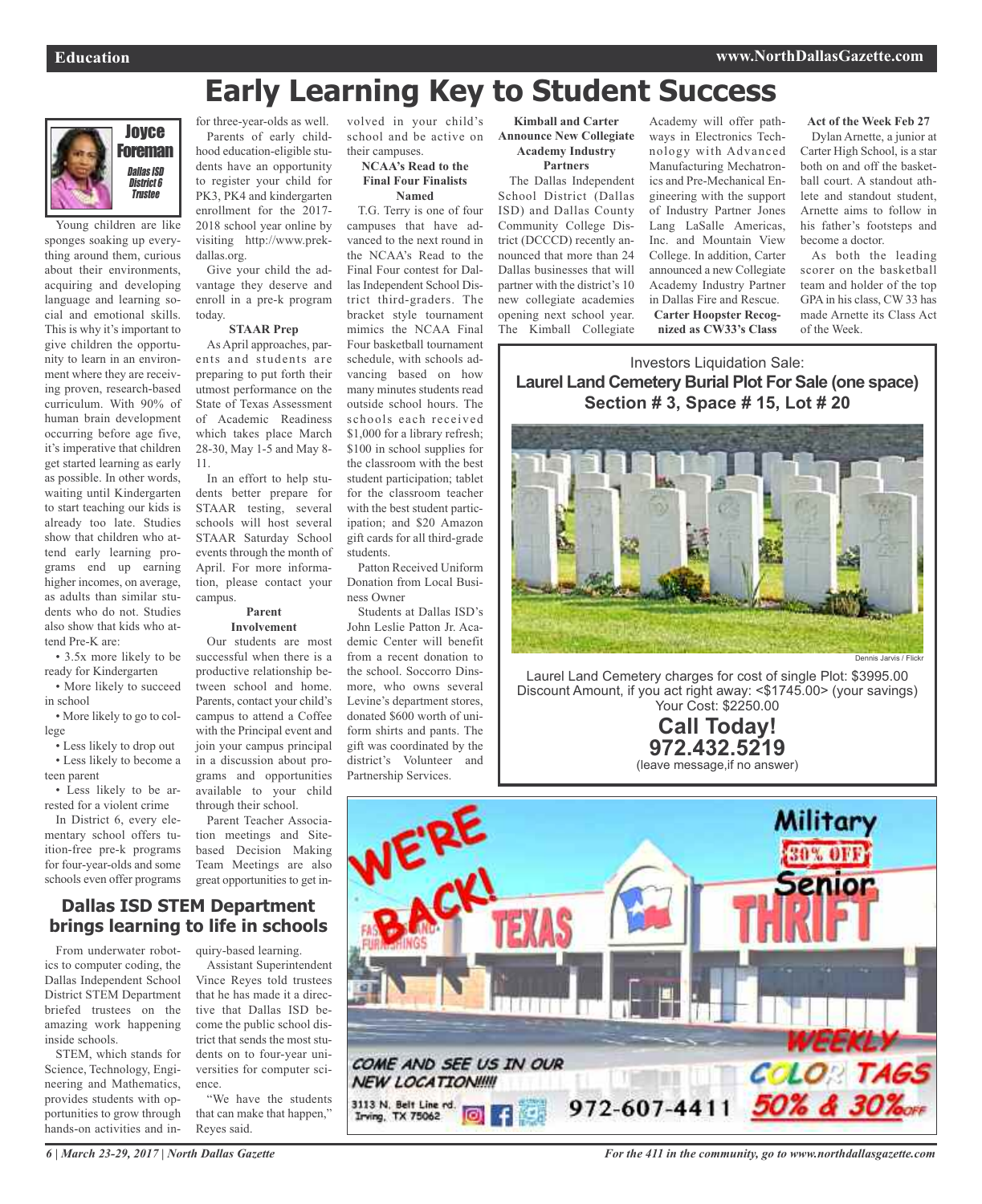# Early Learning Key to Student Success

**Joyce Foreman**
*Dallas ISD District 6 Trustee*

Young children are like sponges soaking up everything around them, curious about their environments, acquiring and developing language and learning social and emotional skills. This is why it's important to give children the opportunity to learn in an environment where they are receiving proven, research-based curriculum. With 90% of human brain development occurring before age five, it's imperative that children get started learning as early as possible. In other words, waiting until Kindergarten to start teaching our kids is already too late. Studies show that children who attend early learning programs end up earning higher incomes, on average, as adults than similar students who do not. Studies also show that kids who attend Pre-K are:

- 3.5x more likely to be ready for Kindergarten
- More likely to succeed in school
- More likely to go to college
- Less likely to drop out
- Less likely to become a teen parent
- Less likely to be arrested for a violent crime

In District 6, every elementary school offers tuition-free pre-k programs for four-year-olds and some schools even offer programs for three-year-olds as well.

Parents of early childhood education-eligible students have an opportunity to register your child for PK3, PK4 and kindergarten enrollment for the 2017-2018 school year online by visiting http://www.prek-dallas.org.

Give your child the advantage they deserve and enroll in a pre-k program today.

**STAAR Prep**

As April approaches, parents and students are preparing to put forth their utmost performance on the State of Texas Assessment of Academic Readiness which takes place March 28-30, May 1-5 and May 8-11.

In an effort to help students better prepare for STAAR testing, several schools will host several STAAR Saturday School events through the month of April. For more information, please contact your campus.

**Parent Involvement**

Our students are most successful when there is a productive relationship between school and home. Parents, contact your child's campus to attend a Coffee with the Principal event and join your campus principal in a discussion about programs and opportunities available to your child through their school.

Parent Teacher Association meetings and Site-based Decision Making Team Meetings are also great opportunities to get involved in your child's school and be active on their campuses.

**NCAA's Read to the Final Four Finalists Named**

T.G. Terry is one of four campuses that have advanced to the next round in the NCAA's Read to the Final Four contest for Dallas Independent School District third-graders. The bracket style tournament mimics the NCAA Final Four basketball tournament schedule, with schools advancing based on how many minutes students read outside school hours. The schools each received $1,000 for a library refresh; $100 in school supplies for the classroom with the best student participation; tablet for the classroom teacher with the best student participation; and $20 Amazon gift cards for all third-grade students.

Patton Received Uniform Donation from Local Business Owner

Students at Dallas ISD's John Leslie Patton Jr. Academic Center will benefit from a recent donation to the school. Soccorro Dinsmore, who owns several Levine's department stores, donated $600 worth of uniform shirts and pants. The gift was coordinated by the district's Volunteer and Partnership Services.

**Kimball and Carter Announce New Collegiate Academy Industry Partners**

The Dallas Independent School District (Dallas ISD) and Dallas County Community College District (DCCCD) recently announced that more than 24 Dallas businesses that will partner with the district's 10 new collegiate academies opening next school year. The Kimball Collegiate Academy will offer pathways in Electronics Technology with Advanced Manufacturing Mechatronics and Pre-Mechanical Engineering with the support of Industry Partner Jones Lang LaSalle Americas, Inc. and Mountain View College. In addition, Carter announced a new Collegiate Academy Industry Partner in Dallas Fire and Rescue.

**Carter Hoopster Recognized as CW33's Class Act of the Week Feb 27**

Dylan Arnette, a junior at Carter High School, is a star both on and off the basketball court. A standout athlete and standout student, Arnette aims to follow in his father's footsteps and become a doctor.

As both the leading scorer on the basketball team and holder of the top GPA in his class, CW 33 has made Arnette its Class Act of the Week.

## Dallas ISD STEM Department brings learning to life in schools

From underwater robotics to computer coding, the Dallas Independent School District STEM Department briefed trustees on the amazing work happening inside schools.

STEM, which stands for Science, Technology, Engineering and Mathematics, provides students with opportunities to grow through hands-on activities and inquiry-based learning.

Assistant Superintendent Vince Reyes told trustees that he has made it a directive that Dallas ISD become the public school district that sends the most students on to four-year universities for computer science.

"We have the students that can make that happen," Reyes said.

---

Investors Liquidation Sale:
**Laurel Land Cemetery Burial Plot For Sale (one space)**
**Section # 3, Space # 15, Lot # 20**

Dennis Jarvis / Flickr

Laurel Land Cemetery charges for cost of single Plot: $3995.00
Discount Amount, if you act right away: <$1745.00> (your savings)
Your Cost: $2250.00

**Call Today!**
**972.432.5219**
(leave message,if no answer)

---

WE'RE BACK! TEXAS THRIFT

Military 30% OFF Senior

COME AND SEE US IN OUR NEW LOCATION!!!!!

3113 N. Belt Line rd. Irving, TX 75062

972-607-4411

WEEKLY COLOR TAGS 50% & 30% OFF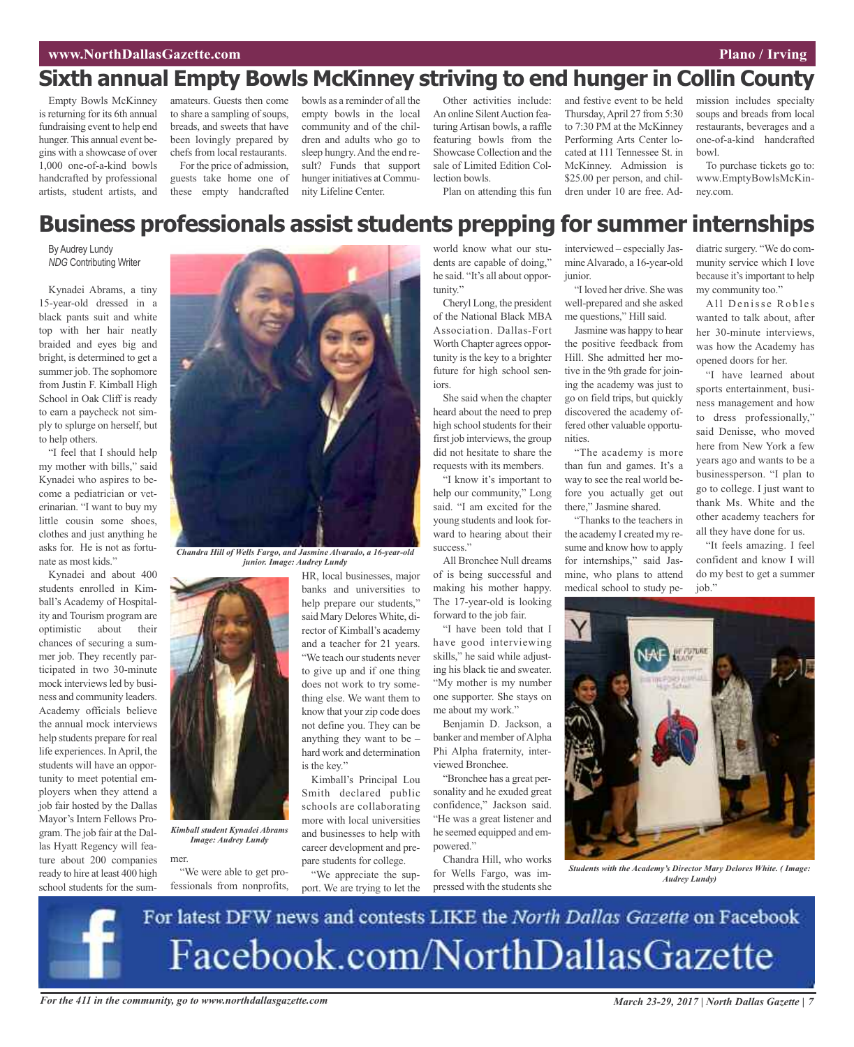# Sixth annual Empty Bowls McKinney striving to end hunger in Collin County

Empty Bowls McKinney is returning for its 6th annual fundraising event to help end hunger. This annual event begins with a showcase of over 1,000 one-of-a-kind bowls handcrafted by professional artists, student artists, and amateurs. Guests then come to share a sampling of soups, breads, and sweets that have been lovingly prepared by chefs from local restaurants.

For the price of admission, guests take home one of these empty handcrafted bowls as a reminder of all the empty bowls in the local community and of the children and adults who go to sleep hungry. And the end result? Funds that support hunger initiatives at Community Lifeline Center.

Other activities include: An online Silent Auction featuring Artisan bowls, a raffle featuring bowls from the Showcase Collection and the sale of Limited Edition Collection bowls.

Plan on attending this fun and festive event to be held Thursday, April 27 from 5:30 to 7:30 PM at the McKinney Performing Arts Center located at 111 Tennessee St. in McKinney. Admission is $25.00 per person, and children under 10 are free. Admission includes specialty soups and breads from local restaurants, beverages and a one-of-a-kind handcrafted bowl.

To purchase tickets go to: www.EmptyBowlsMcKinney.com.

# Business professionals assist students prepping for summer internships

By Audrey Lundy
*NDG* Contributing Writer

Kynadei Abrams, a tiny 15-year-old dressed in a black pants suit and white top with her hair neatly braided and eyes big and bright, is determined to get a summer job. The sophomore from Justin F. Kimball High School in Oak Cliff is ready to earn a paycheck not simply to splurge on herself, but to help others.

"I feel that I should help my mother with bills," said Kynadei who aspires to become a pediatrician or veterinarian. "I want to buy my little cousin some shoes, clothes and just anything he asks for. He is not as fortunate as most kids."

Kynadei and about 400 students enrolled in Kimball's Academy of Hospitality and Tourism program are optimistic about their chances of securing a summer job. They recently participated in two 30-minute mock interviews led by business and community leaders. Academy officials believe the annual mock interviews help students prepare for real life experiences. In April, the students will have an opportunity to meet potential employers when they attend a job fair hosted by the Dallas Mayor's Intern Fellows Program. The job fair at the Dallas Hyatt Regency will feature about 200 companies ready to hire at least 400 high school students for the summer.

*Chandra Hill of Wells Fargo, and Jasmine Alvarado, a 16-year-old junior. Image: Audrey Lundy*

*Kimball student Kynadei Abrams Image: Audrey Lundy*

"We were able to get professionals from nonprofits, HR, local businesses, major banks and universities to help prepare our students," said Mary Delores White, director of Kimball's academy and a teacher for 21 years. "We teach our students never to give up and if one thing does not work to try something else. We want them to know that your zip code does not define you. They can be anything they want to be – hard work and determination is the key."

Kimball's Principal Lou Smith declared public schools are collaborating more with local universities and businesses to help with career development and prepare students for college.

"We appreciate the support. We are trying to let the world know what our students are capable of doing," he said. "It's all about opportunity."

Cheryl Long, the president of the National Black MBA Association. Dallas-Fort Worth Chapter agrees opportunity is the key to a brighter future for high school seniors.

She said when the chapter heard about the need to prep high school students for their first job interviews, the group did not hesitate to share the requests with its members.

"I know it's important to help our community," Long said. "I am excited for the young students and look forward to hearing about their success."

All Bronchee Null dreams of is being successful and making his mother happy. The 17-year-old is looking forward to the job fair.

"I have been told that I have good interviewing skills," he said while adjusting his black tie and sweater. "My mother is my number one supporter. She stays on me about my work."

Benjamin D. Jackson, a banker and member of Alpha Phi Alpha fraternity, interviewed Bronchee.

"Bronchee has a great personality and he exuded great confidence," Jackson said. "He was a great listener and he seemed equipped and empowered."

Chandra Hill, who works for Wells Fargo, was impressed with the students she interviewed – especially Jasmine Alvarado, a 16-year-old junior.

"I loved her drive. She was well-prepared and she asked me questions," Hill said.

Jasmine was happy to hear the positive feedback from Hill. She admitted her motive in the 9th grade for joining the academy was just to go on field trips, but quickly discovered the academy offered other valuable opportunities.

"The academy is more than fun and games. It's a way to see the real world before you actually get out there," Jasmine shared.

"Thanks to the teachers in the academy I created my resume and know how to apply for internships," said Jasmine, who plans to attend medical school to study pediatric surgery. "We do community service which I love because it's important to help my community too."

All Denisse Robles wanted to talk about, after her 30-minute interviews, was how the Academy has opened doors for her.

"I have learned about sports entertainment, business management and how to dress professionally," said Denisse, who moved here from New York a few years ago and wants to be a businessperson. "I plan to go to college. I just want to thank Ms. White and the other academy teachers for all they have done for us.

"It feels amazing. I feel confident and know I will do my best to get a summer job."

*Students with the Academy's Director Mary Delores White. ( Image: Audrey Lundy)*

For latest DFW news and contests LIKE the *North Dallas Gazette* on Facebook
Facebook.com/NorthDallasGazette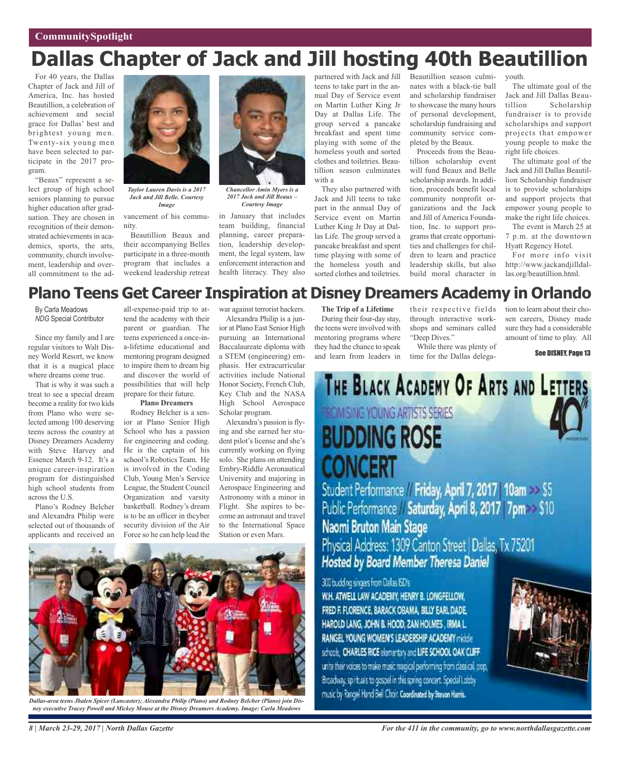CommunitySpotlight

# Dallas Chapter of Jack and Jill hosting 40th Beautillion

For 40 years, the Dallas Chapter of Jack and Jill of America, Inc. has hosted Beautillion, a celebration of achievement and social grace for Dallas' best and brightest young men. Twenty-six young men have been selected to participate in the 2017 program.

"Beaux" represent a select group of high school seniors planning to pursue higher education after graduation. They are chosen in recognition of their demonstrated achievements in academics, sports, the arts, community, church involvement, leadership and overall commitment to the advancement of his community.

*Taylor Lauren Davis is a 2017 Jack and Jill Belle. Courtesy Image*

*Chancellor Amin Myers is a 2017 Jack and Jill Beaux – Courtesy Image*

Beautillion Beaux and their accompanying Belles participate in a three-month program that includes a weekend leadership retreat in January that includes team building, financial planning, career preparation, leadership development, the legal system, law enforcement interaction and health literacy. They also partnered with Jack and Jill teens to take part in the annual Day of Service event on Martin Luther King Jr Day at Dallas Life. The group served a pancake breakfast and spent time playing with some of the homeless youth and sorted clothes and toiletries. Beautillion season culminates with a

They also partnered with Jack and Jill teens to take part in the annual Day of Service event on Martin Luther King Jr Day at Dallas Life. The group served a pancake breakfast and spent time playing with some of the homeless youth and sorted clothes and toiletries. Beautillion season culminates with a black-tie ball and scholarship fundraiser to showcase the many hours of personal development, scholarship fundraising and community service completed by the Beaux.

Proceeds from the Beautillion scholarship event will fund Beaux and Belle scholarship awards. In addition, proceeds benefit local community nonprofit organizations and the Jack and Jill of America Foundation, Inc. to support programs that create opportunities and challenges for children to learn and practice leadership skills, but also build moral character in youth.

The ultimate goal of the Jack and Jill Dallas Beautillion Scholarship fundraiser is to provide scholarships and support projects that empower young people to make the right life choices.

The ultimate goal of the Jack and Jill Dallas Beautillion Scholarship fundraiser is to provide scholarships and support projects that empower young people to make the right life choices.

The event is March 25 at 7 p.m. at the downtown Hyatt Regency Hotel.

For more info visit http://www.jackandjilldallas.org/beautillion.html.

# Plano Teens Get Career Inspiration at Disney Dreamers Academy in Orlando

By Carla Meadows
*NDG* Special Contributor

Since my family and I are regular visitors to Walt Disney World Resort, we know that it is a magical place where dreams come true.

That is why it was such a treat to see a special dream become a reality for two kids from Plano who were selected among 100 deserving teens across the country at Disney Dreamers Academy with Steve Harvey and Essence March 9-12. It's a unique career-inspiration program for distinguished high school students from across the U.S.

Plano's Rodney Belcher and Alexandra Philip were selected out of thousands of applicants and received an all-expense-paid trip to attend the academy with their parent or guardian. The teens experienced a once-in-a-lifetime educational and mentoring program designed to inspire them to dream big and discover the world of possibilities that will help prepare for their future.

**Plano Dreamers**

Rodney Belcher is a senior at Plano Senior High School who has a passion for engineering and coding. He is the captain of his school's Robotics Team. He is involved in the Coding Club, Young Men's Service League, the Student Council Organization and varsity basketball. Rodney's dream is to be an officer in thcyber security division of the Air Force so he can help lead the war against terrorist hackers.

Alexandra Philip is a junior at Plano East Senior High pursuing an International Baccalaureate diploma with a STEM (engineering) emphasis. Her extracurricular activities include National Honor Society, French Club, Key Club and the NASA High School Aerospace Scholar program.

Alexandra's passion is flying and she earned her student pilot's license and she's currently working on flying solo. She plans on attending Embry-Riddle Aeronautical University and majoring in Aerospace Engineering and Astronomy with a minor in Flight. She aspires to become an astronaut and travel to the International Space Station or even Mars.

**The Trip of a Lifetime**

During their four-day stay, the teens were involved with mentoring programs where they had the chance to speak and learn from leaders in their respective fields through interactive workshops and seminars called "Deep Dives."

While there was plenty of time for the Dallas delegation to learn about their chosen careers, Disney made sure they had a considerable amount of time to play. All

See DISNEY, Page 13

*Dallas-area teens Jhalen Spicer (Lancaster); Alexandra Philip (Plano) and Rodney Belcher (Plano) join Disney executive Tracey Powell and Mickey Mouse at the Disney Dreamers Academy. Image: Carla Meadows*

**THE BLACK ACADEMY OF ARTS AND LETTERS** 40th

PROMISING YOUNG ARTISTS SERIES

**BUDDING ROSE CONCERT**

Student Performance // **Friday, April 7, 2017 | 10am** >> $5

Public Performance // **Saturday, April 8, 2017 | 7pm** >> $10

**Naomi Bruton Main Stage**

Physical Address: 1309 Canton Street | Dallas, Tx 75201

***Hosted by Board Member Theresa Daniel***

300 budding singers from Dallas ISD's **W.H. ATWELL LAW ACADEMY, HENRY B. LONGFELLOW, FRED F. FLORENCE, BARACK OBAMA, BILLY EARL DADE, HAROLD LANG, JOHN B. HOOD, ZAN HOLMES, IRMA L. RANGEL YOUNG WOMEN'S LEADERSHIP ACADEMY** middle schools, **CHARLES RICE** elementary and **LIFE SCHOOL OAK CLIFF** unite their voices to make music magical performing from classical, pop, Broadway, spirituals to gospel in this spring concert. Special Lobby music by Rangel Hand Bell Choir. **Coordinated by Stevon Harris.**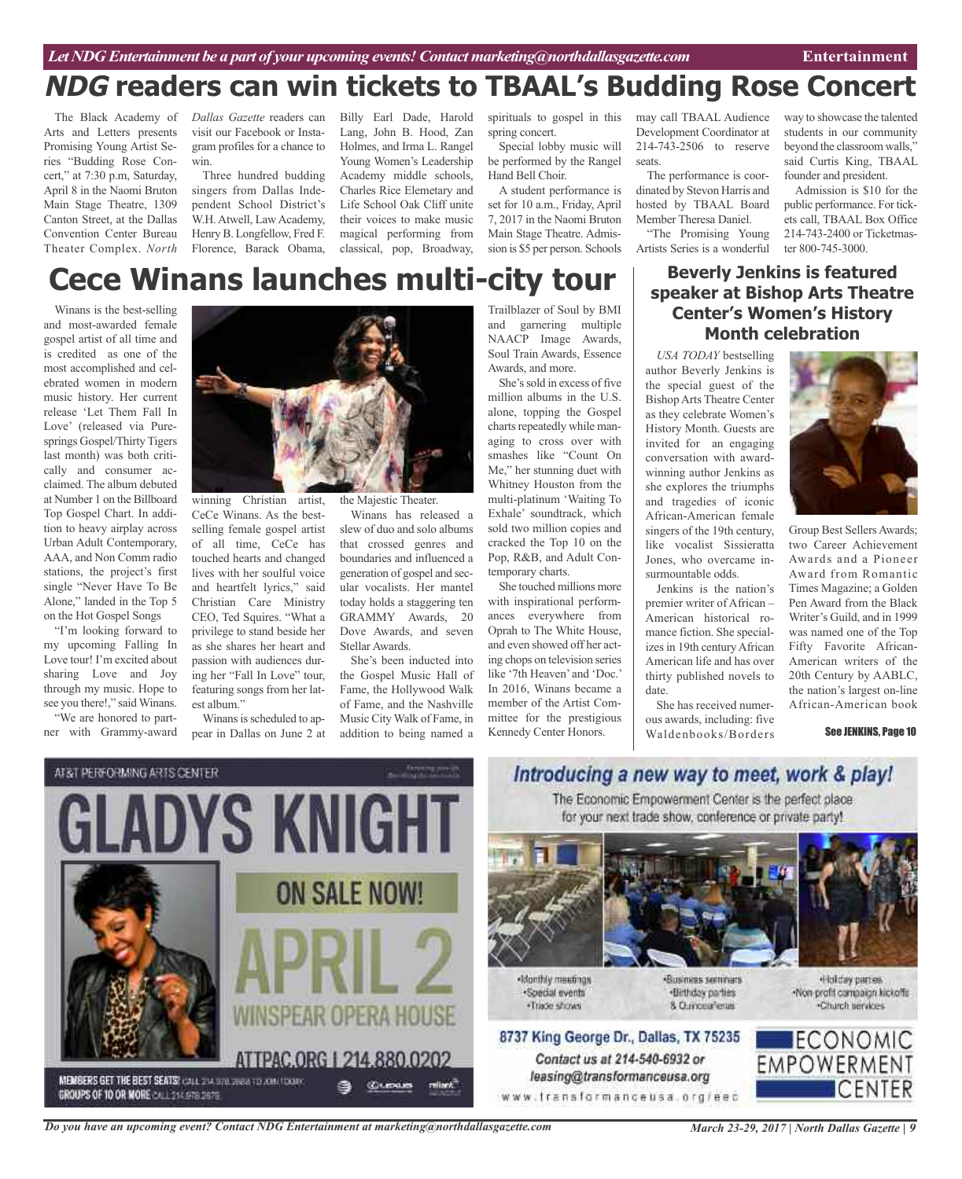# *NDG* readers can win tickets to TBAAL's Budding Rose Concert

The Black Academy of Arts and Letters presents Promising Young Artist Series "Budding Rose Concert," at 7:30 p.m, Saturday, April 8 in the Naomi Bruton Main Stage Theatre, 1309 Canton Street, at the Dallas Convention Center Bureau Theater Complex. *North Dallas Gazette* readers can visit our Facebook or Instagram profiles for a chance to win.

Three hundred budding singers from Dallas Independent School District's W.H. Atwell, Law Academy, Henry B. Longfellow, Fred F. Florence, Barack Obama, Billy Earl Dade, Harold Lang, John B. Hood, Zan Holmes, and Irma L. Rangel Young Women's Leadership Academy middle schools, Charles Rice Elemetary and Life School Oak Cliff unite their voices to make music magical performing from classical, pop, Broadway, spirituals to gospel in this spring concert.

Special lobby music will be performed by the Rangel Hand Bell Choir.

A student performance is set for 10 a.m., Friday, April 7, 2017 in the Naomi Bruton Main Stage Theatre. Admission is $5 per person. Schools may call TBAAL Audience Development Coordinator at 214-743-2506 to reserve seats.

The performance is coordinated by Stevon Harris and hosted by TBAAL Board Member Theresa Daniel.

"The Promising Young Artists Series is a wonderful way to showcase the talented students in our community beyond the classroom walls," said Curtis King, TBAAL founder and president.

Admission is $10 for the public performance. For tickets call, TBAAL Box Office 214-743-2400 or Ticketmaster 800-745-3000.

# Cece Winans launches multi-city tour

Winans is the best-selling and most-awarded female gospel artist of all time and is credited as one of the most accomplished and celebrated women in modern music history. Her current release 'Let Them Fall In Love' (released via Puresprings Gospel/Thirty Tigers last month) was both critically and consumer acclaimed. The album debuted at Number 1 on the Billboard Top Gospel Chart. In addition to heavy airplay across Urban Adult Contemporary, AAA, and Non Comm radio stations, the project's first single "Never Have To Be Alone," landed in the Top 5 on the Hot Gospel Songs

"I'm looking forward to my upcoming Falling In Love tour! I'm excited about sharing Love and Joy through my music. Hope to see you there!," said Winans.

"We are honored to partner with Grammy-award winning Christian artist, CeCe Winans. As the best-selling female gospel artist of all time, CeCe has touched hearts and changed lives with her soulful voice and heartfelt lyrics," said Christian Care Ministry CEO, Ted Squires. "What a privilege to stand beside her as she shares her heart and passion with audiences during her "Fall In Love" tour, featuring songs from her latest album."

Winans is scheduled to appear in Dallas on June 2 at the Majestic Theater.

Winans has released a slew of duo and solo albums that crossed genres and boundaries and influenced a generation of gospel and secular vocalists. Her mantel today holds a staggering ten GRAMMY Awards, 20 Dove Awards, and seven Stellar Awards.

She's been inducted into the Gospel Music Hall of Fame, the Hollywood Walk of Fame, and the Nashville Music City Walk of Fame, in addition to being named a Trailblazer of Soul by BMI and garnering multiple NAACP Image Awards, Soul Train Awards, Essence Awards, and more.

She's sold in excess of five million albums in the U.S. alone, topping the Gospel charts repeatedly while managing to cross over with smashes like "Count On Me," her stunning duet with Whitney Houston from the multi-platinum 'Waiting To Exhale' soundtrack, which sold two million copies and cracked the Top 10 on the Pop, R&B, and Adult Contemporary charts.

She touched millions more with inspirational performances everywhere from Oprah to The White House, and even showed off her acting chops on television series like '7th Heaven' and 'Doc.' In 2016, Winans became a member of the Artist Committee for the prestigious Kennedy Center Honors.

## Beverly Jenkins is featured speaker at Bishop Arts Theatre Center's Women's History Month celebration

*USA TODAY* bestselling author Beverly Jenkins is the special guest of the Bishop Arts Theatre Center as they celebrate Women's History Month. Guests are invited for an engaging conversation with award-winning author Jenkins as she explores the triumphs and tragedies of iconic African-American female singers of the 19th century, like vocalist Sissieratta Jones, who overcame insurmountable odds.

Jenkins is the nation's premier writer of African – American historical romance fiction. She specializes in 19th century African American life and has over thirty published novels to date.

She has received numerous awards, including: five Waldenbooks/Borders Group Best Sellers Awards; two Career Achievement Awards and a Pioneer Award from Romantic Times Magazine; a Golden Pen Award from the Black Writer's Guild, and in 1999 was named one of the Top Fifty Favorite African-American writers of the 20th Century by AABLC, the nation's largest on-line African-American book

See JENKINS, Page 10

AT&T PERFORMING ARTS CENTER

GLADYS KNIGHT

ON SALE NOW!

APRIL 2

WINSPEAR OPERA HOUSE

ATTPAC.ORG | 214.880.0202

MEMBERS GET THE BEST SEATS! CALL 214.978.2888 TO JOIN TODAY.
GROUPS OF 10 OR MORE CALL 214.978.2879

*Introducing a new way to meet, work & play!*

The Economic Empowerment Center is the perfect place for your next trade show, conference or private party!

- Monthly meetings
- Special events
- Trade shows
- Business seminars
- Birthday parties & Quinceañeras
- Holiday parties
- Non-profit campaign kickoffs
- Church services

8737 King George Dr., Dallas, TX 75235

Contact us at 214-540-6932 or leasing@transformanceusa.org

www.transformanceusa.org/eec

ECONOMIC EMPOWERMENT CENTER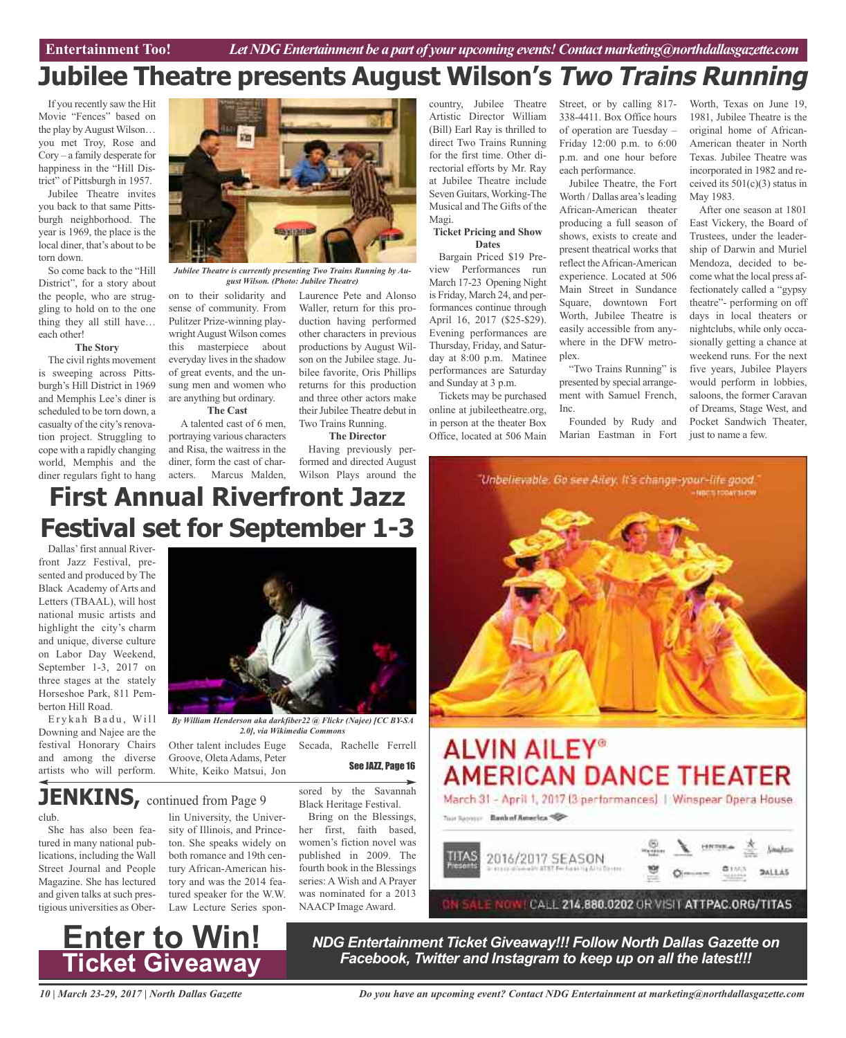Entertainment Too! *Let NDG Entertainment be a part of your upcoming events! Contact marketing@northdallasgazette.com*

# Jubilee Theatre presents August Wilson's *Two Trains Running*

If you recently saw the Hit Movie "Fences" based on the play by August Wilson… you met Troy, Rose and Cory – a family desperate for happiness in the "Hill District" of Pittsburgh in 1957.

Jubilee Theatre invites you back to that same Pittsburgh neighborhood. The year is 1969, the place is the local diner, that's about to be torn down.

So come back to the "Hill District", for a story about the people, who are struggling to hold on to the one thing they all still have… each other!

**The Story**

The civil rights movement is sweeping across Pittsburgh's Hill District in 1969 and Memphis Lee's diner is scheduled to be torn down, a casualty of the city's renovation project. Struggling to cope with a rapidly changing world, Memphis and the diner regulars fight to hang on to their solidarity and sense of community. From Pulitzer Prize-winning playwright August Wilson comes this masterpiece about everyday lives in the shadow of great events, and the unsung men and women who are anything but ordinary.

*Jubilee Theatre is currently presenting Two Trains Running by August Wilson. (Photo: Jubilee Theatre)*

**The Cast**

A talented cast of 6 men, portraying various characters and Risa, the waitress in the diner, form the cast of characters. Marcus Malden, Laurence Pete and Alonso Waller, return for this production having performed other characters in previous productions by August Wilson on the Jubilee stage. Jubilee favorite, Oris Phillips returns for this production and three other actors make their Jubilee Theatre debut in Two Trains Running.

**The Director**

Having previously performed and directed August Wilson Plays around the country, Jubilee Theatre Artistic Director William (Bill) Earl Ray is thrilled to direct Two Trains Running for the first time. Other directorial efforts by Mr. Ray at Jubilee Theatre include Seven Guitars, Working-The Musical and The Gifts of the Magi.

**Ticket Pricing and Show Dates**

Bargain Priced $19 Preview Performances run March 17-23 Opening Night is Friday, March 24, and performances continue through April 16, 2017 ($25-$29). Evening performances are Thursday, Friday, and Saturday at 8:00 p.m. Matinee performances are Saturday and Sunday at 3 p.m.

Tickets may be purchased online at jubileetheatre.org, in person at the theater Box Office, located at 506 Main Street, or by calling 817-338-4411. Box Office hours of operation are Tuesday – Friday 12:00 p.m. to 6:00 p.m. and one hour before each performance.

Jubilee Theatre, the Fort Worth / Dallas area's leading African-American theater producing a full season of shows, exists to create and present theatrical works that reflect the African-American experience. Located at 506 Main Street in Sundance Square, downtown Fort Worth, Jubilee Theatre is easily accessible from anywhere in the DFW metroplex.

"Two Trains Running" is presented by special arrangement with Samuel French, Inc.

Founded by Rudy and Marian Eastman in Fort Worth, Texas on June 19, 1981, Jubilee Theatre is the original home of African-American theater in North Texas. Jubilee Theatre was incorporated in 1982 and received its 501(c)(3) status in May 1983.

After one season at 1801 East Vickery, the Board of Trustees, under the leadership of Darwin and Muriel Mendoza, decided to become what the local press affectionately called a "gypsy theatre"- performing on off days in local theaters or nightclubs, while only occasionally getting a chance at weekend runs. For the next five years, Jubilee Players would perform in lobbies, saloons, the former Caravan of Dreams, Stage West, and Pocket Sandwich Theater, just to name a few.

# First Annual Riverfront Jazz Festival set for September 1-3

Dallas' first annual Riverfront Jazz Festival, presented and produced by The Black Academy of Arts and Letters (TBAAL), will host national music artists and highlight the city's charm and unique, diverse culture on Labor Day Weekend, September 1-3, 2017 on three stages at the stately Horseshoe Park, 811 Pemberton Hill Road.

Erykah Badu, Will Downing and Najee are the festival Honorary Chairs and among the diverse artists who will perform. Other talent includes Euge Groove, Oleta Adams, Peter White, Keiko Matsui, Jon Secada, Rachelle Ferrell

*By William Henderson aka darkfiber22 @ Flickr (Najee) [CC BY-SA 2.0], via Wikimedia Commons*

**See JAZZ, Page 16**

# JENKINS, continued from Page 9

club.

She has also been featured in many national publications, including the Wall Street Journal and People Magazine. She has lectured and given talks at such prestigious universities as Oberlin University, the University of Illinois, and Princeton. She speaks widely on both romance and 19th century African-American history and was the 2014 featured speaker for the W.W. Law Lecture Series sponsored by the Savannah Black Heritage Festival.

Bring on the Blessings, her first, faith based, women's fiction novel was published in 2009. The fourth book in the Blessings series: A Wish and A Prayer was nominated for a 2013 NAACP Image Award.

"Unbelievable. Go see Ailey. It's change-your-life good." – NBC'S TODAY SHOW

ALVIN AILEY® AMERICAN DANCE THEATER

March 31 - April 1, 2017 (3 performances) | Winspear Opera House

Tour Sponsor Bank of America

TITAS Presents 2016/2017 SEASON

ON SALE NOW! CALL 214.880.0202 OR VISIT ATTPAC.ORG/TITAS

# Enter to Win! Ticket Giveaway

***NDG Entertainment Ticket Giveaway!!! Follow North Dallas Gazette on Facebook, Twitter and Instagram to keep up on all the latest!!!***

*Do you have an upcoming event? Contact NDG Entertainment at marketing@northdallasgazette.com*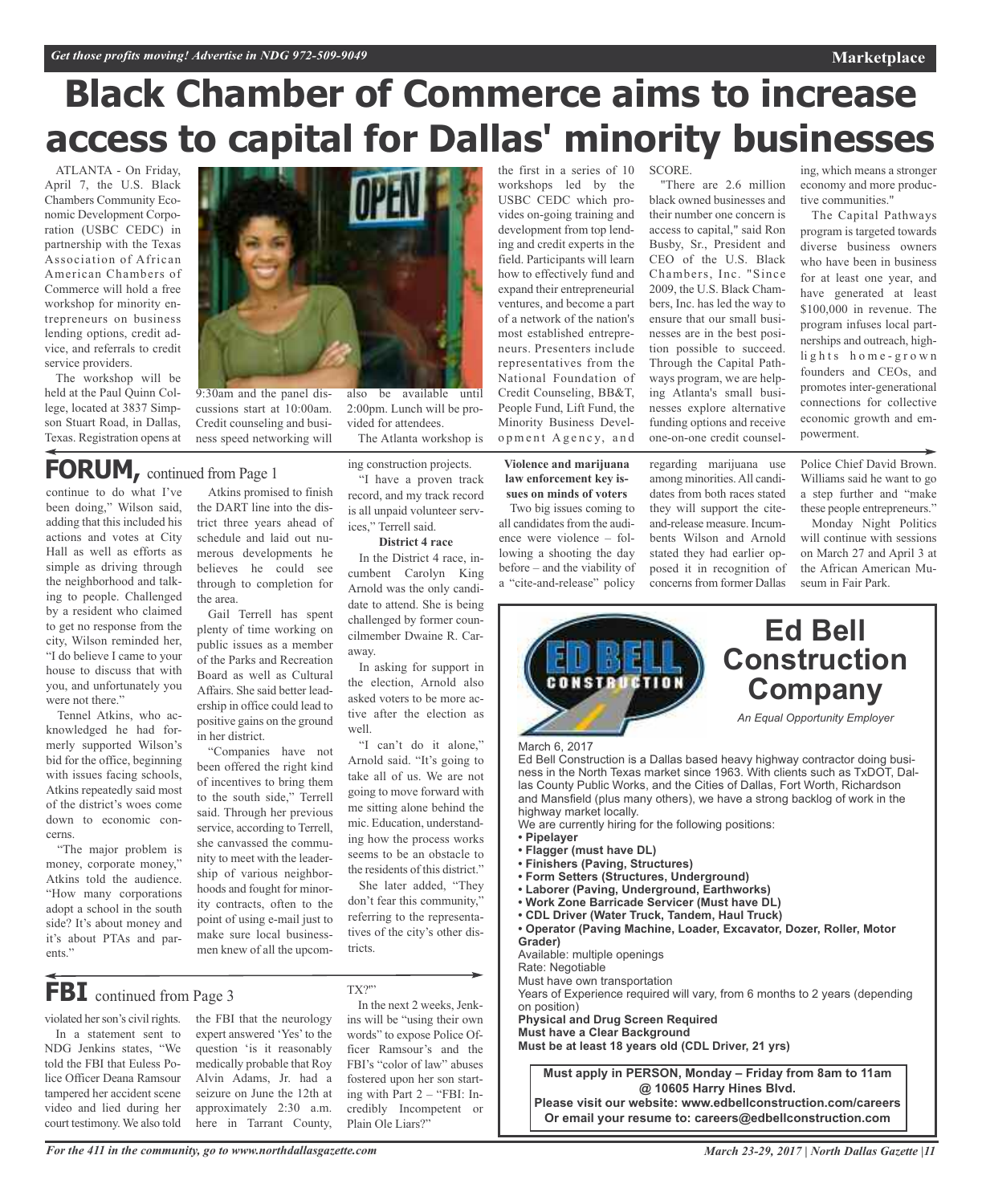# Black Chamber of Commerce aims to increase access to capital for Dallas' minority businesses

ATLANTA - On Friday, April 7, the U.S. Black Chambers Community Economic Development Corporation (USBC CEDC) in partnership with the Texas Association of African American Chambers of Commerce will hold a free workshop for minority entrepreneurs on business lending options, credit advice, and referrals to credit service providers.

The workshop will be held at the Paul Quinn College, located at 3837 Simpson Stuart Road, in Dallas, Texas. Registration opens at 9:30am and the panel discussions start at 10:00am. Credit counseling and business speed networking will also be available until 2:00pm. Lunch will be provided for attendees.

The Atlanta workshop is the first in a series of 10 workshops led by the USBC CEDC which provides on-going training and development from top lending and credit experts in the field. Participants will learn how to effectively fund and expand their entrepreneurial ventures, and become a part of a network of the nation's most established entrepreneurs. Presenters include representatives from the National Foundation of Credit Counseling, BB&T, People Fund, Lift Fund, the Minority Business Development Agency, and SCORE.

"There are 2.6 million black owned businesses and their number one concern is access to capital," said Ron Busby, Sr., President and CEO of the U.S. Black Chambers, Inc. "Since 2009, the U.S. Black Chambers, Inc. has led the way to ensure that our small businesses are in the best position possible to succeed. Through the Capital Pathways program, we are helping Atlanta's small businesses explore alternative funding options and receive one-on-one credit counseling, which means a stronger economy and more productive communities."

The Capital Pathways program is targeted towards diverse business owners who have been in business for at least one year, and have generated at least $100,000 in revenue. The program infuses local partnerships and outreach, highlights home-grown founders and CEOs, and promotes inter-generational connections for collective economic growth and empowerment.

## FORUM, continued from Page 1

continue to do what I've been doing," Wilson said, adding that this included his actions and votes at City Hall as well as efforts as simple as driving through the neighborhood and talking to people. Challenged by a resident who claimed to get no response from the city, Wilson reminded her, "I do believe I came to your house to discuss that with you, and unfortunately you were not there."

Tennel Atkins, who acknowledged he had formerly supported Wilson's bid for the office, beginning with issues facing schools, Atkins repeatedly said most of the district's woes come down to economic concerns.

"The major problem is money, corporate money," Atkins told the audience. "How many corporations adopt a school in the south side? It's about money and it's about PTAs and parents."

Atkins promised to finish the DART line into the district three years ahead of schedule and laid out numerous developments he believes he could see through to completion for the area.

Gail Terrell has spent plenty of time working on public issues as a member of the Parks and Recreation Board as well as Cultural Affairs. She said better leadership in office could lead to positive gains on the ground in her district.

"Companies have not been offered the right kind of incentives to bring them to the south side," Terrell said. Through her previous service, according to Terrell, she canvassed the community to meet with the leadership of various neighborhoods and fought for minority contracts, often to the point of using e-mail just to make sure local businessmen knew of all the upcoming construction projects.

"I have a proven track record, and my track record is all unpaid volunteer services," Terrell said.

**District 4 race**

In the District 4 race, incumbent Carolyn King Arnold was the only candidate to attend. She is being challenged by former councilmember Dwaine R. Caraway.

In asking for support in the election, Arnold also asked voters to be more active after the election as well.

"I can't do it alone," Arnold said. "It's going to take all of us. We are not going to move forward with me sitting alone behind the mic. Education, understanding how the process works seems to be an obstacle to the residents of this district."

She later added, "They don't fear this community," referring to the representatives of the city's other districts.

**Violence and marijuana law enforcement key issues on minds of voters**

Two big issues coming to all candidates from the audience were violence – following a shooting the day before – and the viability of a "cite-and-release" policy regarding marijuana use among minorities. All candidates from both races stated they will support the cite-and-release measure. Incumbents Wilson and Arnold stated they had earlier opposed it in recognition of concerns from former Dallas Police Chief David Brown. Williams said he want to go a step further and "make these people entrepreneurs."

Monday Night Politics will continue with sessions on March 27 and April 3 at the African American Museum in Fair Park.

## FBI continued from Page 3

violated her son's civil rights.

In a statement sent to NDG Jenkins states, "We told the FBI that Euless Police Officer Deana Ramsour tampered her accident scene video and lied during her court testimony. We also told the FBI that the neurology expert answered 'Yes' to the question 'is it reasonably medically probable that Roy Alvin Adams, Jr. had a seizure on June the 12th at approximately 2:30 a.m. here in Tarrant County, TX?'"

In the next 2 weeks, Jenkins will be "using their own words" to expose Police Officer Ramsour's and the FBI's "color of law" abuses fostered upon her son starting with Part 2 – "FBI: Incredibly Incompetent or Plain Ole Liars?"

## Ed Bell Construction Company

*An Equal Opportunity Employer*

March 6, 2017

Ed Bell Construction is a Dallas based heavy highway contractor doing business in the North Texas market since 1963. With clients such as TxDOT, Dallas County Public Works, and the Cities of Dallas, Fort Worth, Richardson and Mansfield (plus many others), we have a strong backlog of work in the highway market locally.

We are currently hiring for the following positions:

- **Pipelayer**
- **Flagger (must have DL)**
- **Finishers (Paving, Structures)**
- **Form Setters (Structures, Underground)**
- **Laborer (Paving, Underground, Earthworks)**
- **Work Zone Barricade Servicer (Must have DL)**
- **CDL Driver (Water Truck, Tandem, Haul Truck)**
- **Operator (Paving Machine, Loader, Excavator, Dozer, Roller, Motor Grader)**

Available: multiple openings
Rate: Negotiable
Must have own transportation
Years of Experience required will vary, from 6 months to 2 years (depending on position)
**Physical and Drug Screen Required**
**Must have a Clear Background**
**Must be at least 18 years old (CDL Driver, 21 yrs)**

**Must apply in PERSON, Monday – Friday from 8am to 11am @ 10605 Harry Hines Blvd.**
**Please visit our website: www.edbellconstruction.com/careers**
**Or email your resume to: careers@edbellconstruction.com**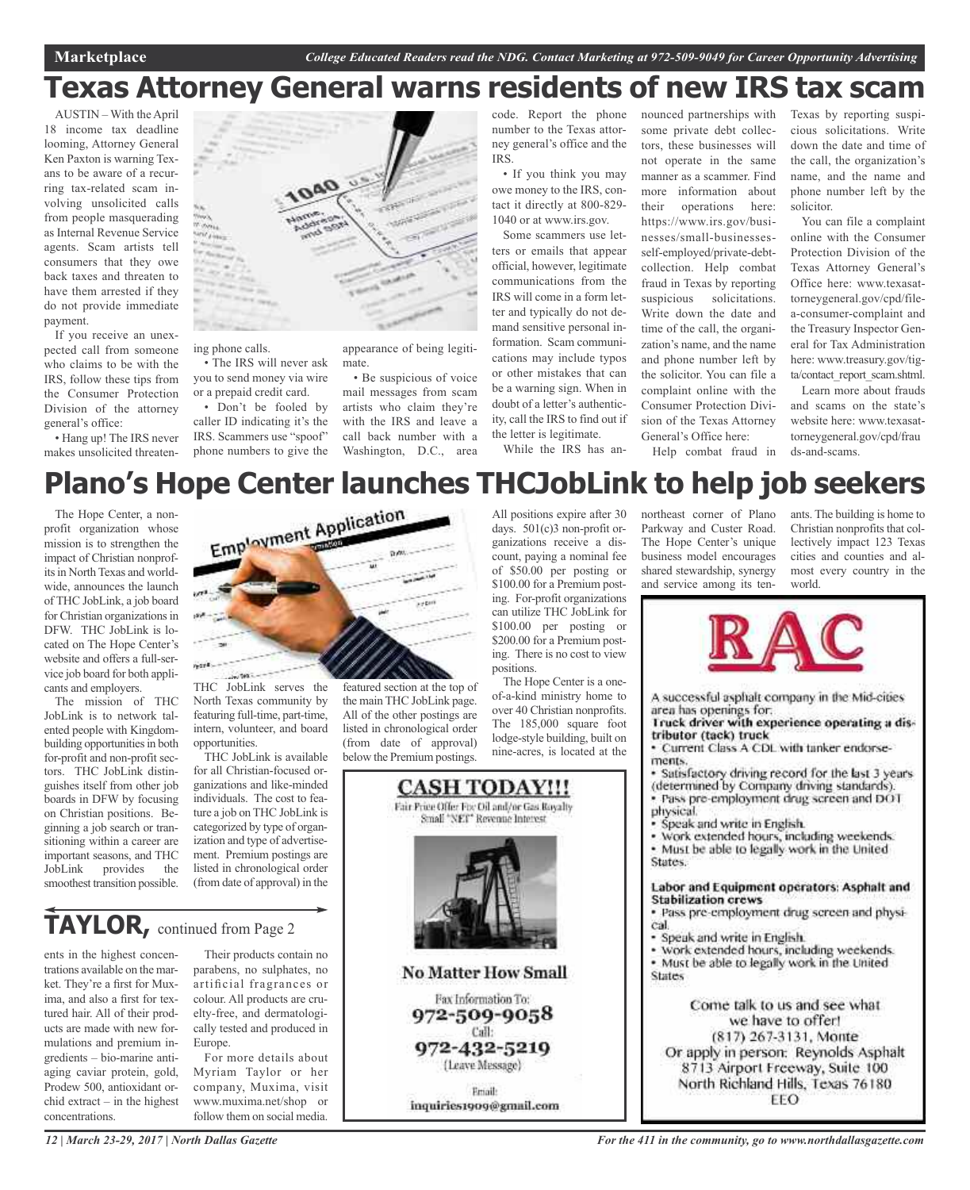# Texas Attorney General warns residents of new IRS tax scam

AUSTIN – With the April 18 income tax deadline looming, Attorney General Ken Paxton is warning Texans to be aware of a recurring tax-related scam involving unsolicited calls from people masquerading as Internal Revenue Service agents. Scam artists tell consumers that they owe back taxes and threaten to have them arrested if they do not provide immediate payment.

If you receive an unexpected call from someone who claims to be with the IRS, follow these tips from the Consumer Protection Division of the attorney general's office:

• Hang up! The IRS never makes unsolicited threatening phone calls.

• The IRS will never ask you to send money via wire or a prepaid credit card.

• Don't be fooled by caller ID indicating it's the IRS. Scammers use "spoof" phone numbers to give the appearance of being legitimate.

• Be suspicious of voice mail messages from scam artists who claim they're with the IRS and leave a call back number with a Washington, D.C., area code. Report the phone number to the Texas attorney general's office and the IRS.

• If you think you may owe money to the IRS, contact it directly at 800-829-1040 or at www.irs.gov.

Some scammers use letters or emails that appear official, however, legitimate communications from the IRS will come in a form letter and typically do not demand sensitive personal information. Scam communications may include typos or other mistakes that can be a warning sign. When in doubt of a letter's authenticity, call the IRS to find out if the letter is legitimate.

While the IRS has announced partnerships with some private debt collectors, these businesses will not operate in the same manner as a scammer. Find more information about their operations here: https://www.irs.gov/businesses/small-businesses-self-employed/private-debt-collection. Help combat fraud in Texas by reporting suspicious solicitations. Write down the date and time of the call, the organization's name, and the name and phone number left by the solicitor. You can file a complaint online with the Consumer Protection Division of the Texas Attorney General's Office here:

Help combat fraud in Texas by reporting suspicious solicitations. Write down the date and time of the call, the organization's name, and the name and phone number left by the solicitor.

You can file a complaint online with the Consumer Protection Division of the Texas Attorney General's Office here: www.texasattorneygeneral.gov/cpd/file-a-consumer-complaint and the Treasury Inspector General for Tax Administration here: www.treasury.gov/tigta/contact_report_scam.shtml.

Learn more about frauds and scams on the state's website here: www.texasattorneygeneral.gov/cpd/frauds-and-scams.

# Plano's Hope Center launches THCJobLink to help job seekers

The Hope Center, a non-profit organization whose mission is to strengthen the impact of Christian nonprofits in North Texas and worldwide, announces the launch of THC JobLink, a job board for Christian organizations in DFW. THC JobLink is located on The Hope Center's website and offers a full-service job board for both applicants and employers.

The mission of THC JobLink is to network talented people with Kingdom-building opportunities in both for-profit and non-profit sectors. THC JobLink distinguishes itself from other job boards in DFW by focusing on Christian positions. Beginning a job search or transitioning within a career are important seasons, and THC JobLink provides the smoothest transition possible.

THC JobLink serves the North Texas community by featuring full-time, part-time, intern, volunteer, and board opportunities.

THC JobLink is available for all Christian-focused organizations and like-minded individuals. The cost to feature a job on THC JobLink is categorized by type of organization and type of advertisement. Premium postings are listed in chronological order (from date of approval) in the featured section at the top of the main THC JobLink page. All of the other postings are listed in chronological order (from date of approval) below the Premium postings.

All positions expire after 30 days. 501(c)3 non-profit organizations receive a discount, paying a nominal fee of $50.00 per posting or $100.00 for a Premium posting. For-profit organizations can utilize THC JobLink for $100.00 per posting or $200.00 for a Premium posting. There is no cost to view positions.

The Hope Center is a one-of-a-kind ministry home to over 40 Christian nonprofits. The 185,000 square foot lodge-style building, built on nine-acres, is located at the northeast corner of Plano Parkway and Custer Road. The Hope Center's unique business model encourages shared stewardship, synergy and service among its tenants. The building is home to Christian nonprofits that collectively impact 123 Texas cities and counties and almost every country in the world.

## TAYLOR, continued from Page 2

ents in the highest concentrations available on the market. They're a first for Muxima, and also a first for textured hair. All of their products are made with new formulations and premium ingredients – bio-marine anti-aging caviar protein, gold, Prodew 500, antioxidant orchid extract – in the highest concentrations.

Their products contain no parabens, no sulphates, no artificial fragrances or colour. All products are cruelty-free, and dermatologically tested and produced in Europe.

For more details about Myriam Taylor or her company, Muxima, visit www.muxima.net/shop or follow them on social media.

---

**CASH TODAY!!!**

Fair Price Offer For Oil and/or Gas Royalty
Small "NET" Revenue Interest

**No Matter How Small**

Fax Information To:
**972-509-9058**
Call:
**972-432-5219**
(Leave Message)

Email:
**inquiries1909@gmail.com**

---

**RAC**

A successful asphalt company in the Mid-cities area has openings for:

**Truck driver with experience operating a distributor (tack) truck**

- Current Class A CDL with tanker endorsements.
- Satisfactory driving record for the last 3 years (determined by Company driving standards).
- Pass pre-employment drug screen and DOT physical.
- Speak and write in English.
- Work extended hours, including weekends.
- Must be able to legally work in the United States.

**Labor and Equipment operators: Asphalt and Stabilization crews**

- Pass pre-employment drug screen and physical.
- Speak and write in English.
- Work extended hours, including weekends.
- Must be able to legally work in the United States

Come talk to us and see what we have to offer!
(817) 267-3131, Monte
Or apply in person: Reynolds Asphalt
8713 Airport Freeway, Suite 100
North Richland Hills, Texas 76180
EEO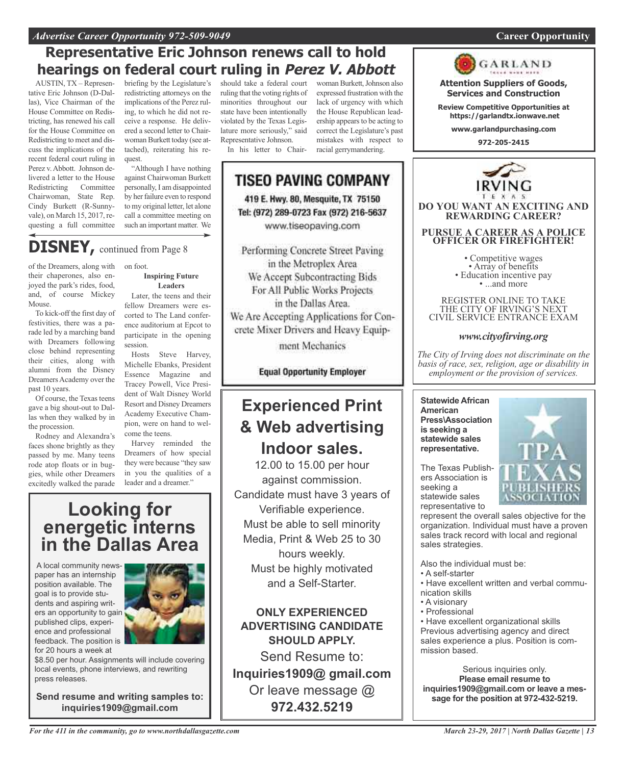## Representative Eric Johnson renews call to hold hearings on federal court ruling in *Perez V. Abbott*

AUSTIN, TX – Representative Eric Johnson (D-Dallas), Vice Chairman of the House Committee on Redistricting, has renewed his call for the House Committee on Redistricting to meet and discuss the implications of the recent federal court ruling in Perez v. Abbott. Johnson delivered a letter to the House Redistricting Committee Chairwoman, State Rep. Cindy Burkett (R-Sunnyvale), on March 15, 2017, requesting a full committee briefing by the Legislature's redistricting attorneys on the implications of the Perez ruling, to which he did not receive a response. He delivered a second letter to Chairwoman Burkett today (see attached), reiterating his request.

"Although I have nothing against Chairwoman Burkett personally, I am disappointed by her failure even to respond to my original letter, let alone call a committee meeting on such an important matter. We should take a federal court ruling that the voting rights of minorities throughout our state have been intentionally violated by the Texas Legislature more seriously," said Representative Johnson.

In his letter to Chairwoman Burkett, Johnson also expressed frustration with the lack of urgency with which the House Republican leadership appears to be acting to correct the Legislature's past mistakes with respect to racial gerrymandering.

## DISNEY, continued from Page 8

of the Dreamers, along with their chaperones, also enjoyed the park's rides, food, and, of course Mickey Mouse.

To kick-off the first day of festivities, there was a parade led by a marching band with Dreamers following close behind representing their cities, along with alumni from the Disney Dreamers Academy over the past 10 years.

Of course, the Texas teens gave a big shout-out to Dallas when they walked by in the procession.

Rodney and Alexandra's faces shone brightly as they passed by me. Many teens rode atop floats or in buggies, while other Dreamers excitedly walked the parade on foot.

**Inspiring Future Leaders**

Later, the teens and their fellow Dreamers were escorted to The Land conference auditorium at Epcot to participate in the opening session.

Hosts Steve Harvey, Michelle Ebanks, President Essence Magazine and Tracey Powell, Vice President of Walt Disney World Resort and Disney Dreamers Academy Executive Champion, were on hand to welcome the teens.

Harvey reminded the Dreamers of how special they were because "they saw in you the qualities of a leader and a dreamer."

## Looking for energetic interns in the Dallas Area

A local community newspaper has an internship position available. The goal is to provide students and aspiring writers an opportunity to gain published clips, experience and professional feedback. The position is for 20 hours a week at $8.50 per hour. Assignments will include covering local events, phone interviews, and rewriting press releases.

**Send resume and writing samples to: inquiries1909@gmail.com**

## TISEO PAVING COMPANY

419 E. Hwy. 80, Mesquite, TX 75150
Tel: (972) 289-0723 Fax (972) 216-5637
www.tiseopaving.com

Performing Concrete Street Paving in the Metroplex Area
We Accept Subcontracting Bids For All Public Works Projects in the Dallas Area.
We Are Accepting Applications for Concrete Mixer Drivers and Heavy Equipment Mechanics

**Equal Opportunity Employer**

## Experienced Print & Web advertising Indoor sales.

12.00 to 15.00 per hour against commission.
Candidate must have 3 years of Verifiable experience.
Must be able to sell minority Media, Print & Web 25 to 30 hours weekly.
Must be highly motivated and a Self-Starter.

**ONLY EXPERIENCED ADVERTISING CANDIDATE SHOULD APPLY.**

Send Resume to:
**Inquiries1909@ gmail.com**
Or leave message @
**972.432.5219**

## GARLAND

**Attention Suppliers of Goods, Services and Construction**

**Review Competitive Opportunities at https://garlandtx.ionwave.net**

**www.garlandpurchasing.com**

**972-205-2415**

## IRVING TEXAS

**DO YOU WANT AN EXCITING AND REWARDING CAREER?**

**PURSUE A CAREER AS A POLICE OFFICER OR FIREFIGHTER!**

- Competitive wages
- Array of benefits
- Education incentive pay
- ...and more

REGISTER ONLINE TO TAKE THE CITY OF IRVING'S NEXT CIVIL SERVICE ENTRANCE EXAM

***www.cityofirving.org***

*The City of Irving does not discriminate on the basis of race, sex, religion, age or disability in employment or the provision of services.*

**Statewide African American Press\Association is seeking a statewide sales representative.**

TPA TEXAS PUBLISHERS ASSOCIATION

The Texas Publishers Association is seeking a statewide sales representative to represent the overall sales objective for the organization. Individual must have a proven sales track record with local and regional sales strategies.

Also the individual must be:

- A self-starter
- Have excellent written and verbal communication skills
- A visionary
- Professional
- Have excellent organizational skills

Previous advertising agency and direct sales experience a plus. Position is commission based.

Serious inquiries only.
**Please email resume to inquiries1909@gmail.com or leave a message for the position at 972-432-5219.**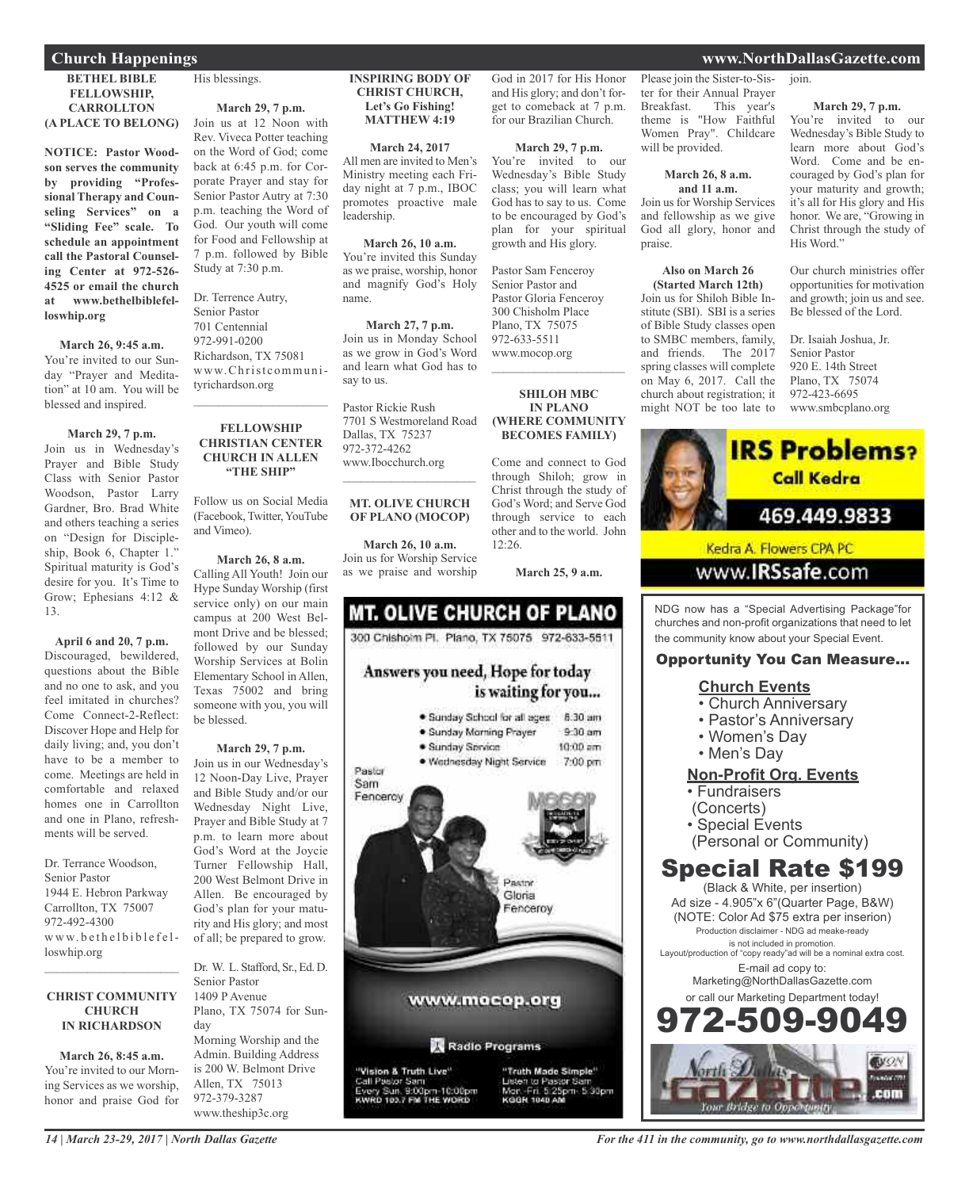## Church Happenings

### BETHEL BIBLE FELLOWSHIP, CARROLLTON (A PLACE TO BELONG)

**NOTICE: Pastor Woodson serves the community by providing "Professional Therapy and Counseling Services" on a "Sliding Fee" scale. To schedule an appointment call the Pastoral Counseling Center at 972-526-4525 or email the church at www.bethelbiblefelloswhip.org**

**March 26, 9:45 a.m.**
You're invited to our Sunday "Prayer and Meditation" at 10 am. You will be blessed and inspired.

**March 29, 7 p.m.**
Join us in Wednesday's Prayer and Bible Study Class with Senior Pastor Woodson, Pastor Larry Gardner, Bro. Brad White and others teaching a series on "Design for Discipleship, Book 6, Chapter 1." Spiritual maturity is God's desire for you. It's Time to Grow; Ephesians 4:12 & 13.

**April 6 and 20, 7 p.m.**
Discouraged, bewildered, questions about the Bible and no one to ask, and you feel imitated in churches? Come Connect-2-Reflect: Discover Hope and Help for daily living; and, you don't have to be a member to come. Meetings are held in comfortable and relaxed homes one in Carrollton and one in Plano, refreshments will be served.

Dr. Terrance Woodson,
Senior Pastor
1944 E. Hebron Parkway
Carrollton, TX 75007
972-492-4300
www.bethelbiblefelloswhip.org

---

### CHRIST COMMUNITY CHURCH IN RICHARDSON

**March 26, 8:45 a.m.**
You're invited to our Morning Services as we worship, honor and praise God for His blessings.

**March 29, 7 p.m.**
Join us at 12 Noon with Rev. Viveca Potter teaching on the Word of God; come back at 6:45 p.m. for Corporate Prayer and stay for Senior Pastor Autry at 7:30 p.m. teaching the Word of God. Our youth will come for Food and Fellowship at 7 p.m. followed by Bible Study at 7:30 p.m.

Dr. Terrence Autry,
Senior Pastor
701 Centennial
972-991-0200
Richardson, TX 75081
www.Christcommunityrichardson.org

---

### FELLOWSHIP CHRISTIAN CENTER CHURCH IN ALLEN "THE SHIP"

Follow us on Social Media (Facebook, Twitter, YouTube and Vimeo).

**March 26, 8 a.m.**
Calling All Youth! Join our Hype Sunday Worship (first service only) on our main campus at 200 West Belmont Drive and be blessed; followed by our Sunday Worship Services at Bolin Elementary School in Allen, Texas 75002 and bring someone with you, you will be blessed.

**March 29, 7 p.m.**
Join us in our Wednesday's 12 Noon-Day Live, Prayer and Bible Study and/or our Wednesday Night Live, Prayer and Bible Study at 7 p.m. to learn more about God's Word at the Joycie Turner Fellowship Hall, 200 West Belmont Drive in Allen. Be encouraged by God's plan for your maturity and His glory; and most of all; be prepared to grow.

Dr. W. L. Stafford, Sr., Ed. D.
Senior Pastor
1409 P Avenue
Plano, TX 75074 for Sunday
Morning Worship and the Admin. Building Address is 200 W. Belmont Drive
Allen, TX 75013
972-379-3287
www.theship3c.org

### INSPIRING BODY OF CHRIST CHURCH, Let's Go Fishing! MATTHEW 4:19

**March 24, 2017**
All men are invited to Men's Ministry meeting each Friday night at 7 p.m., IBOC promotes proactive male leadership.

**March 26, 10 a.m.**
You're invited this Sunday as we praise, worship, honor and magnify God's Holy name.

**March 27, 7 p.m.**
Join us in Monday School as we grow in God's Word and learn what God has to say to us.

Pastor Rickie Rush
7701 S Westmoreland Road
Dallas, TX 75237
972-372-4262
www.Ibocchurch.org

---

### MT. OLIVE CHURCH OF PLANO (MOCOP)

**March 26, 10 a.m.**
Join us for Worship Service as we praise and worship God in 2017 for His Honor and His glory; and don't forget to comeback at 7 p.m. for our Brazilian Church.

**March 29, 7 p.m.**
You're invited to our Wednesday's Bible Study class; you will learn what God has to say to us. Come to be encouraged by God's plan for your spiritual growth and His glory.

Pastor Sam Fenceroy
Senior Pastor and
Pastor Gloria Fenceroy
300 Chisholm Place
Plano, TX 75075
972-633-5511
www.mocop.org

---

### SHILOH MBC IN PLANO (WHERE COMMUNITY BECOMES FAMILY)

Come and connect to God through Shiloh; grow in Christ through the study of God's Word; and Serve God through service to each other and to the world. John 12:26.

**March 25, 9 a.m.**
Please join the Sister-to-Sister for their Annual Prayer Breakfast. This year's theme is "How Faithful Women Pray". Childcare will be provided.

**March 26, 8 a.m. and 11 a.m.**
Join us for Worship Services and fellowship as we give God all glory, honor and praise.

**Also on March 26 (Started March 12th)**
Join us for Shiloh Bible Institute (SBI). SBI is a series of Bible Study classes open to SMBC members, family, and friends. The 2017 spring classes will complete on May 6, 2017. Call the church about registration; it might NOT be too late to join.

**March 29, 7 p.m.**
You're invited to our Wednesday's Bible Study to learn more about God's Word. Come and be encouraged by God's plan for your maturity and growth; it's all for His glory and His honor. We are, "Growing in Christ through the study of His Word."

Our church ministries offer opportunities for motivation and growth; join us and see. Be blessed of the Lord.

Dr. Isaiah Joshua, Jr.
Senior Pastor
920 E. 14th Street
Plano, TX 75074
972-423-6695
www.smbcplano.org

---

**MT. OLIVE CHURCH OF PLANO**
300 Chisholm Pl. Plano, TX 75075 972-633-5511

Answers you need, Hope for today is waiting for you...

- Sunday School for all ages 8:30 am
- Sunday Morning Prayer 9:30 am
- Sunday Service 10:00 am
- Wednesday Night Service 7:00 pm

Pastor Sam Fenceroy
Pastor Gloria Fenceroy

www.mocop.org

Radio Programs

"Vision & Truth Live" Call Pastor Sam Every Sun. 9:00pm-10:00pm KWRD 103.7 FM THE WORD

"Truth Made Simple" Listen to Pastor Sam Mon.-Fri. 5:25pm-5:30pm KGGR 1040 AM

---

**IRS Problems? Call Kedra**
469.449.9833
Kedra A. Flowers CPA PC
www.IRSsafe.com

---

NDG now has a "Special Advertising Package" for churches and non-profit organizations that need to let the community know about your Special Event.

**Opportunity You Can Measure...**

**Church Events**
- Church Anniversary
- Pastor's Anniversary
- Women's Day
- Men's Day

**Non-Profit Org. Events**
- Fundraisers (Concerts)
- Special Events (Personal or Community)

**Special Rate $199**
(Black & White, per insertion)
Ad size - 4.905"x 6"(Quarter Page, B&W)
(NOTE: Color Ad $75 extra per inserion)
Production disclaimer - NDG ad meake-ready is not included in promotion.
Layout/production of "copy ready"ad will be a nominal extra cost.
E-mail ad copy to:
Marketing@NorthDallasGazette.com
or call our Marketing Department today!
**972-509-9049**

North Dallas Gazette .com — Your Bridge to Opportunity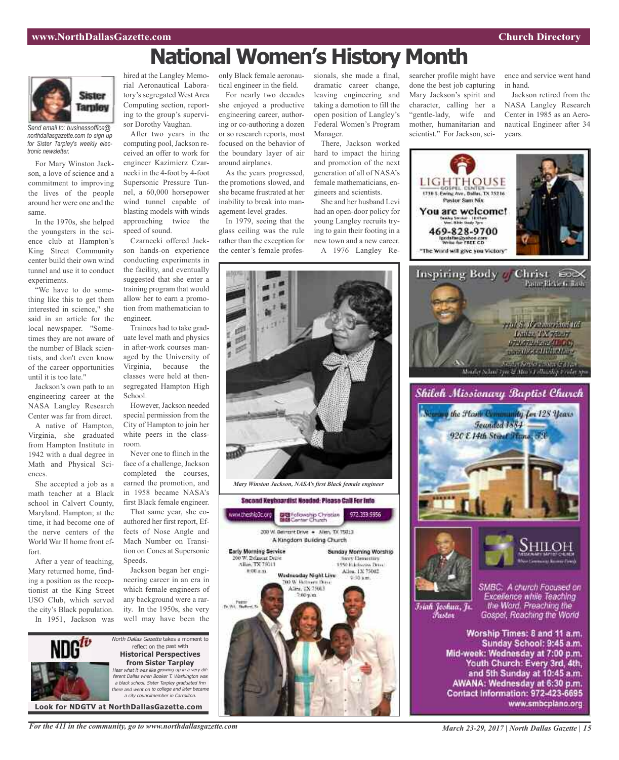# National Women's History Month

**Sister Tarpley**

*Send email to: businessoffice@northdallasgazette.com to sign up for Sister Tarpley's weekly electronic newsletter.*

For Mary Winston Jackson, a love of science and a commitment to improving the lives of the people around her were one and the same.

In the 1970s, she helped the youngsters in the science club at Hampton's King Street Community center build their own wind tunnel and use it to conduct experiments.

"We have to do something like this to get them interested in science," she said in an article for the local newspaper. "Sometimes they are not aware of the number of Black scientists, and don't even know of the career opportunities until it is too late."

Jackson's own path to an engineering career at the NASA Langley Research Center was far from direct.

A native of Hampton, Virginia, she graduated from Hampton Institute in 1942 with a dual degree in Math and Physical Sciences.

She accepted a job as a math teacher at a Black school in Calvert County, Maryland. Hampton; at the time, it had become one of the nerve centers of the World War II home front effort.

After a year of teaching, Mary returned home, finding a position as the receptionist at the King Street USO Club, which served the city's Black population.

In 1951, Jackson was hired at the Langley Memorial Aeronautical Laboratory's segregated West Area Computing section, reporting to the group's supervisor Dorothy Vaughan.

After two years in the computing pool, Jackson received an offer to work for engineer Kazimierz Czarnecki in the 4-foot by 4-foot Supersonic Pressure Tunnel, a 60,000 horsepower wind tunnel capable of blasting models with winds approaching twice the speed of sound.

Czarnecki offered Jackson hands-on experience conducting experiments in the facility, and eventually suggested that she enter a training program that would allow her to earn a promotion from mathematician to engineer.

Trainees had to take graduate level math and physics in after-work courses managed by the University of Virginia, because the classes were held at then-segregated Hampton High School.

However, Jackson needed special permission from the City of Hampton to join her white peers in the classroom.

Never one to flinch in the face of a challenge, Jackson completed the courses, earned the promotion, and in 1958 became NASA's first Black female engineer.

That same year, she co-authored her first report, Effects of Nose Angle and Mach Number on Transition on Cones at Supersonic Speeds.

Jackson began her engineering career in an era in which female engineers of any background were a rarity. In the 1950s, she very well may have been the only Black female aeronautical engineer in the field.

For nearly two decades she enjoyed a productive engineering career, authoring or co-authoring a dozen or so research reports, most focused on the behavior of the boundary layer of air around airplanes.

As the years progressed, the promotions slowed, and she became frustrated at her inability to break into management-level grades.

In 1979, seeing that the glass ceiling was the rule rather than the exception for the center's female professionals, she made a final, dramatic career change, leaving engineering and taking a demotion to fill the open position of Langley's Federal Women's Program Manager.

There, Jackson worked hard to impact the hiring and promotion of the next generation of all of NASA's female mathematicians, engineers and scientists.

She and her husband Levi had an open-door policy for young Langley recruits trying to gain their footing in a new town and a new career.

A 1976 Langley Researcher profile might have done the best job capturing Mary Jackson's spirit and character, calling her a "gentle-lady, wife and mother, humanitarian and scientist." For Jackson, science and service went hand in hand.

Jackson retired from the NASA Langley Research Center in 1985 as an Aeronautical Engineer after 34 years.

*Mary Winston Jackson, NASA's first Black female engineer*

---

**NDG tv**

*North Dallas Gazette* takes a moment to reflect on the past with

**Historical Perspectives from Sister Tarpley**

*Hear what it was like growing up in a very different Dallas when Booker T. Washington was a black school. Sister Tarpley graduated frm there and went on to college and later became a city councilmember in Carrollton.*

**Look for NDGTV at NorthDallasGazette.com**

---

**Second Keyboardist Needed: Please Call For Info**

www.theship3c.org — Fellowship Christian Center Church — 972.359.9956

200 W. Belmont Drive • Allen, TX 75013

A Kingdom Building Church

Early Morning Service
200 W. Belmont Drive
Allen, TX 75013
8:00 a.m.

Sunday Morning Worship
Story Elementary
1550 Edelweiss Drive
Allen, TX 75002
9:30 a.m.

Wednesday Night Live
200 W. Belmont Drive
Allen, TX 75013
7:00 p.m.

Pastor Dr. W.L. Stafford, Sr.

---

**LIGHTHOUSE GOSPEL CENTER**

1730 S. Ewing Ave., Dallas, TX 75216

Pastor Sam Nix

**You are welcome!**

Sunday Service - 10:45am
Wed. Bible Study 7pm

**469-828-9700**

lgcdallas@yahoo.com
Write for FREE CD

"The Word will give you Victory"

---

**Inspiring Body of Christ** IBOC

Pastor Rickie G. Rush

7701 S. Westmoreland Rd
Dallas, TX 75237
972.672.2625 (IBOC)
www.IBOCCHURCH.org

Sunday Service 8:00am & 11am
Monday School 7pm & Men's Fellowship Friday 7pm

---

**Shiloh Missionary Baptist Church**

Serving the Plano Community for 128 Years

Founded 1884

920 E 14th Street Plano, TX

SHILOH MISSIONARY BAPTIST CHURCH — Where Community Becomes Family

Isiah Joshua, Jr. Pastor

SMBC: A church Focused on Excellence while Teaching the Word. Preaching the Gospel, Reaching the World

**Worship Times: 8 and 11 a.m.**
**Sunday School: 9:45 a.m.**
**Mid-week: Wednesday at 7:00 p.m.**
**Youth Church: Every 3rd, 4th, and 5th Sunday at 10:45 a.m.**
**AWANA: Wednesday at 6:30 p.m.**
**Contact Information: 972-423-6695**
**www.smbcplano.org**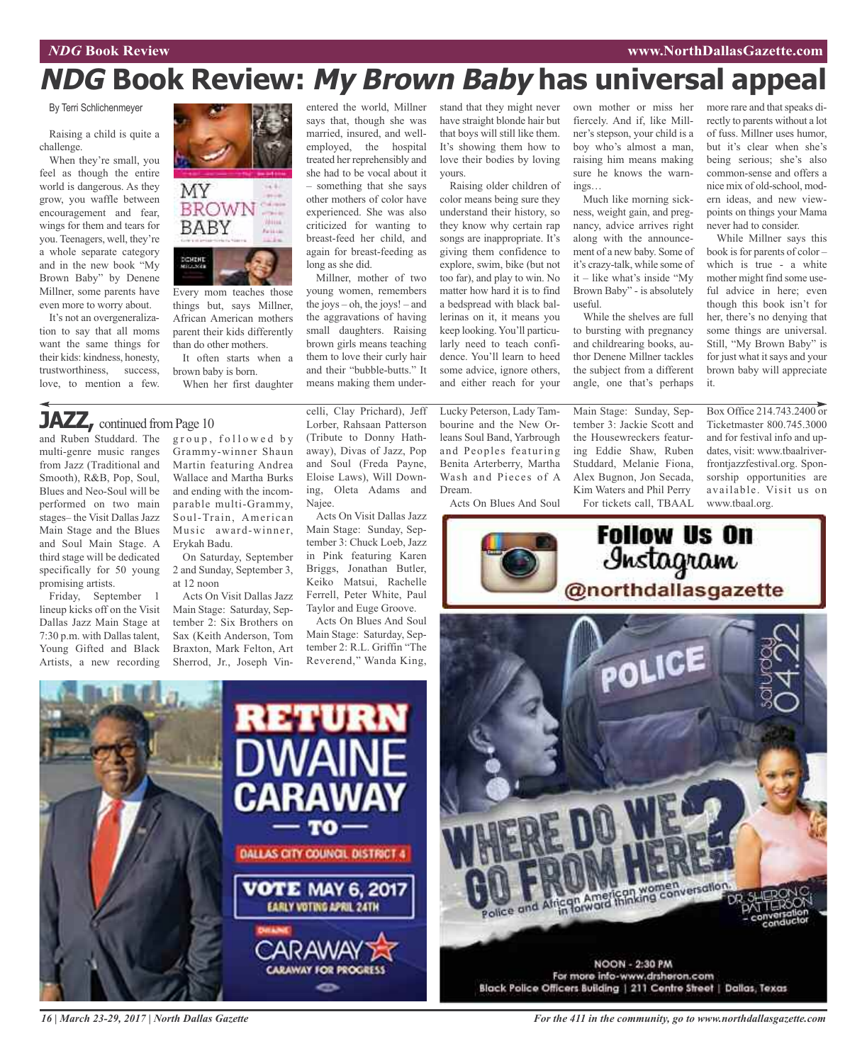# NDG Book Review: *My Brown Baby* has universal appeal

By Terri Schlichenmeyer

Raising a child is quite a challenge.

When they're small, you feel as though the entire world is dangerous. As they grow, you waffle between encouragement and fear, wings for them and tears for you. Teenagers, well, they're a whole separate category and in the new book "My Brown Baby" by Denene Millner, some parents have even more to worry about.

It's not an overgeneralization to say that all moms want the same things for their kids: kindness, honesty, trustworthiness, success, love, to mention a few. Every mom teaches those things but, says Millner, African American mothers parent their kids differently than do other mothers.

It often starts when a brown baby is born.

When her first daughter entered the world, Millner says that, though she was married, insured, and well-employed, the hospital treated her reprehensibly and she had to be vocal about it – something that she says other mothers of color have experienced. She was also criticized for wanting to breast-feed her child, and again for breast-feeding as long as she did.

Millner, mother of two young women, remembers the joys – oh, the joys! – and the aggravations of having small daughters. Raising brown girls means teaching them to love their curly hair and their "bubble-butts." It means making them understand that they might never have straight blonde hair but that boys will still like them. It's showing them how to love their bodies by loving yours.

Raising older children of color means being sure they understand their history, so they know why certain rap songs are inappropriate. It's giving them confidence to explore, swim, bike (but not too far), and play to win. No matter how hard it is to find a bedspread with black ballerinas on it, it means you keep looking. You'll particularly need to teach confidence. You'll learn to heed some advice, ignore others, and either reach for your own mother or miss her fiercely. And if, like Millner's stepson, your child is a boy who's almost a man, raising him means making sure he knows the warnings…

Much like morning sickness, weight gain, and pregnancy, advice arrives right along with the announcement of a new baby. Some of it's crazy-talk, while some of it – like what's inside "My Brown Baby" - is absolutely useful.

While the shelves are full to bursting with pregnancy and childrearing books, author Denene Millner tackles the subject from a different angle, one that's perhaps more rare and that speaks directly to parents without a lot of fuss. Millner uses humor, but it's clear when she's being serious; she's also common-sense and offers a nice mix of old-school, modern ideas, and new viewpoints on things your Mama never had to consider.

While Millner says this book is for parents of color – which is true - a white mother might find some useful advice in here; even though this book isn't for her, there's no denying that some things are universal. Still, "My Brown Baby" is for just what it says and your brown baby will appreciate it.

## JAZZ, continued from Page 10

and Ruben Studdard. The multi-genre music ranges from Jazz (Traditional and Smooth), R&B, Pop, Soul, Blues and Neo-Soul will be performed on two main stages– the Visit Dallas Jazz Main Stage and the Blues and Soul Main Stage. A third stage will be dedicated specifically for 50 young promising artists.

Friday, September 1 lineup kicks off on the Visit Dallas Jazz Main Stage at 7:30 p.m. with Dallas talent, Young Gifted and Black Artists, a new recording group, followed by Grammy-winner Shaun Martin featuring Andrea Wallace and Martha Burks and ending with the incomparable multi-Grammy, Soul-Train, American Music award-winner, Erykah Badu.

On Saturday, September 2 and Sunday, September 3, at 12 noon

Acts On Visit Dallas Jazz Main Stage: Saturday, September 2: Six Brothers on Sax (Keith Anderson, Tom Braxton, Mark Felton, Art Sherrod, Jr., Joseph Vincelli, Clay Prichard), Jeff Lorber, Rahsaan Patterson (Tribute to Donny Hathaway), Divas of Jazz, Pop and Soul (Freda Payne, Eloise Laws), Will Downing, Oleta Adams and Najee.

Acts On Visit Dallas Jazz Main Stage: Sunday, September 3: Chuck Loeb, Jazz in Pink featuring Karen Briggs, Jonathan Butler, Keiko Matsui, Rachelle Ferrell, Peter White, Paul Taylor and Euge Groove.

Acts On Blues And Soul Main Stage: Saturday, September 2: R.L. Griffin "The Reverend," Wanda King, Lucky Peterson, Lady Tambourine and the New Orleans Soul Band, Yarbrough and Peoples featuring Benita Arterberry, Martha Wash and Pieces of A Dream.

Acts On Blues And Soul Main Stage: Sunday, September 3: Jackie Scott and the Housewreckers featuring Eddie Shaw, Ruben Studdard, Melanie Fiona, Alex Bugnon, Jon Secada, Kim Waters and Phil Perry

For tickets call, TBAAL Box Office 214.743.2400 or Ticketmaster 800.745.3000 and for festival info and updates, visit: www.tbaalriverfrontjazzfestival.org. Sponsorship opportunities are available. Visit us on www.tbaal.org.